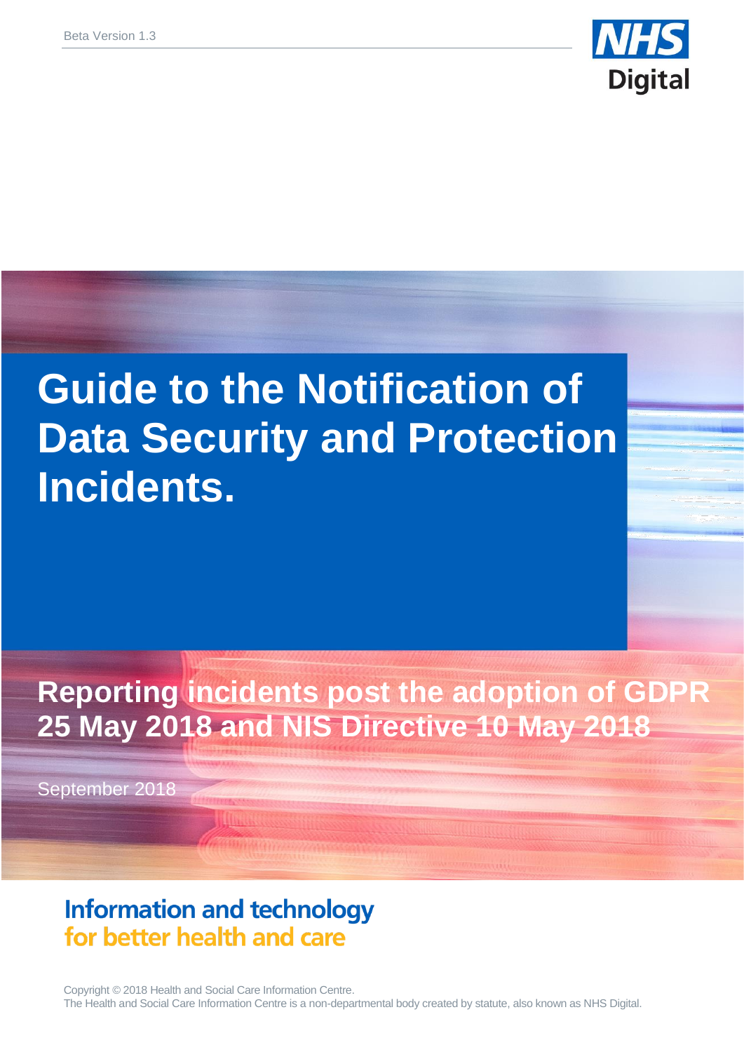Beta Version 1.3

NHS Digital

# Guide to the Notification of Data Security and Protection Incidents.

## Reporting incidents post the adoption of GDPR 25 May 2018 and NIS Directive 10 May 2018

September 2018

**Information and technology for better health and care**

Copyright © 2018 Health and Social Care Information Centre.
The Health and Social Care Information Centre is a non-departmental body created by statute, also known as NHS Digital.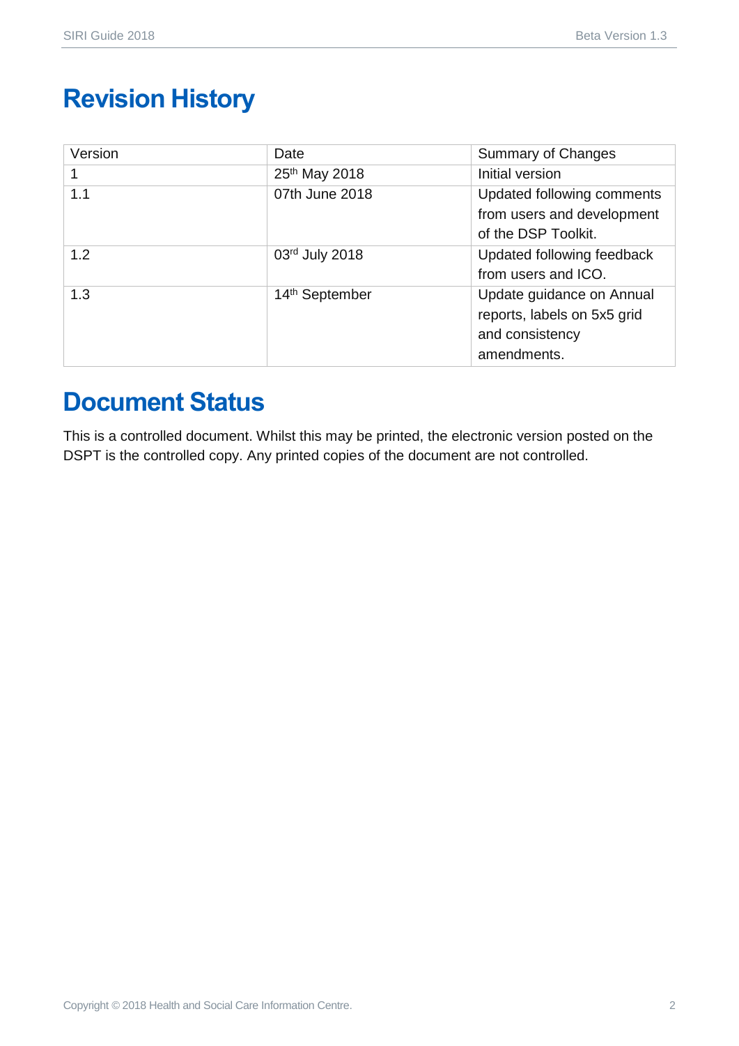# Revision History

| Version | Date | Summary of Changes |
|---|---|---|
| 1 | 25th May 2018 | Initial version |
| 1.1 | 07th June 2018 | Updated following comments from users and development of the DSP Toolkit. |
| 1.2 | 03rd July 2018 | Updated following feedback from users and ICO. |
| 1.3 | 14th September | Update guidance on Annual reports, labels on 5x5 grid and consistency amendments. |

# Document Status

This is a controlled document. Whilst this may be printed, the electronic version posted on the DSPT is the controlled copy. Any printed copies of the document are not controlled.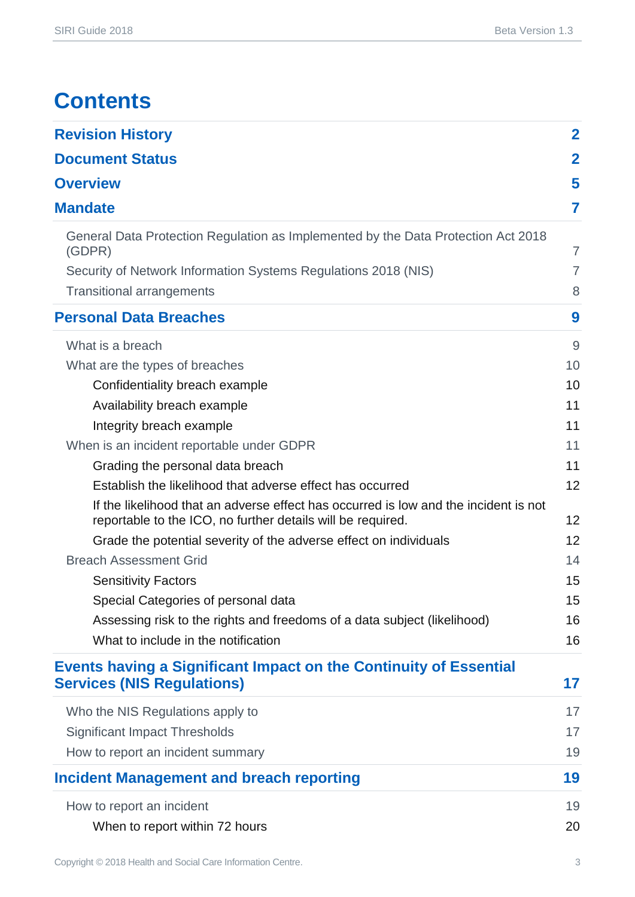# Contents

| | |
|---|---|
| **Revision History** | **2** |
| **Document Status** | **2** |
| **Overview** | **5** |
| **Mandate** | **7** |
| General Data Protection Regulation as Implemented by the Data Protection Act 2018 (GDPR) | 7 |
| Security of Network Information Systems Regulations 2018 (NIS) | 7 |
| Transitional arrangements | 8 |
| **Personal Data Breaches** | **9** |
| What is a breach | 9 |
| What are the types of breaches | 10 |
| Confidentiality breach example | 10 |
| Availability breach example | 11 |
| Integrity breach example | 11 |
| When is an incident reportable under GDPR | 11 |
| Grading the personal data breach | 11 |
| Establish the likelihood that adverse effect has occurred | 12 |
| If the likelihood that an adverse effect has occurred is low and the incident is not reportable to the ICO, no further details will be required. | 12 |
| Grade the potential severity of the adverse effect on individuals | 12 |
| Breach Assessment Grid | 14 |
| Sensitivity Factors | 15 |
| Special Categories of personal data | 15 |
| Assessing risk to the rights and freedoms of a data subject (likelihood) | 16 |
| What to include in the notification | 16 |
| **Events having a Significant Impact on the Continuity of Essential Services (NIS Regulations)** | **17** |
| Who the NIS Regulations apply to | 17 |
| Significant Impact Thresholds | 17 |
| How to report an incident summary | 19 |
| **Incident Management and breach reporting** | **19** |
| How to report an incident | 19 |
| When to report within 72 hours | 20 |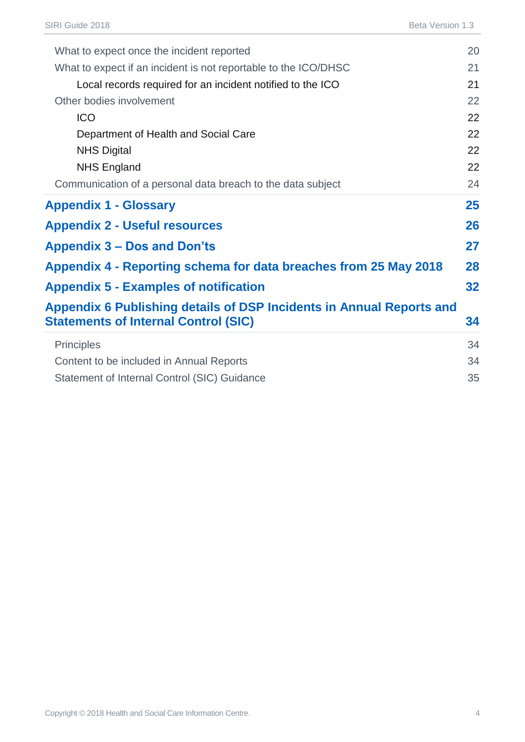What to expect once the incident reported 20

What to expect if an incident is not reportable to the ICO/DHSC 21

Local records required for an incident notified to the ICO 21

Other bodies involvement 22

ICO 22

Department of Health and Social Care 22

NHS Digital 22

NHS England 22

Communication of a personal data breach to the data subject 24

**Appendix 1 - Glossary 25**

**Appendix 2 - Useful resources 26**

**Appendix 3 – Dos and Don'ts 27**

**Appendix 4 - Reporting schema for data breaches from 25 May 2018 28**

**Appendix 5 - Examples of notification 32**

**Appendix 6 Publishing details of DSP Incidents in Annual Reports and Statements of Internal Control (SIC) 34**

Principles 34

Content to be included in Annual Reports 34

Statement of Internal Control (SIC) Guidance 35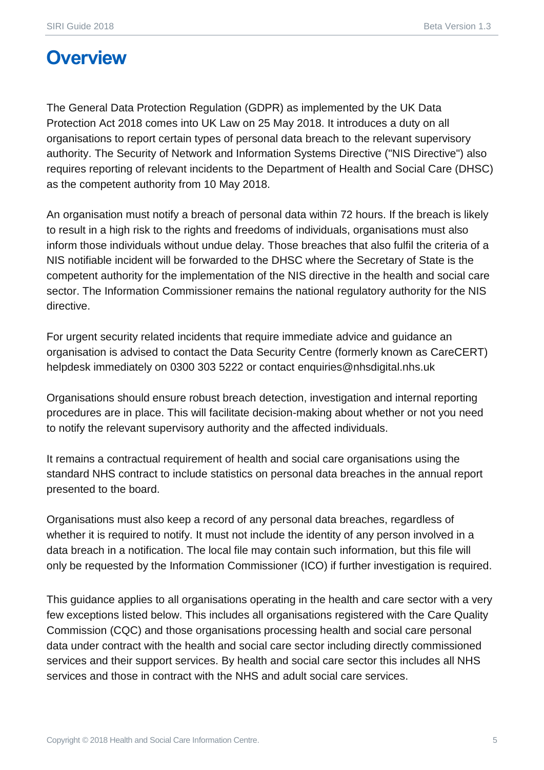# Overview

The General Data Protection Regulation (GDPR) as implemented by the UK Data Protection Act 2018 comes into UK Law on 25 May 2018. It introduces a duty on all organisations to report certain types of personal data breach to the relevant supervisory authority. The Security of Network and Information Systems Directive ("NIS Directive") also requires reporting of relevant incidents to the Department of Health and Social Care (DHSC) as the competent authority from 10 May 2018.

An organisation must notify a breach of personal data within 72 hours. If the breach is likely to result in a high risk to the rights and freedoms of individuals, organisations must also inform those individuals without undue delay. Those breaches that also fulfil the criteria of a NIS notifiable incident will be forwarded to the DHSC where the Secretary of State is the competent authority for the implementation of the NIS directive in the health and social care sector. The Information Commissioner remains the national regulatory authority for the NIS directive.

For urgent security related incidents that require immediate advice and guidance an organisation is advised to contact the Data Security Centre (formerly known as CareCERT) helpdesk immediately on 0300 303 5222 or contact enquiries@nhsdigital.nhs.uk

Organisations should ensure robust breach detection, investigation and internal reporting procedures are in place. This will facilitate decision-making about whether or not you need to notify the relevant supervisory authority and the affected individuals.

It remains a contractual requirement of health and social care organisations using the standard NHS contract to include statistics on personal data breaches in the annual report presented to the board.

Organisations must also keep a record of any personal data breaches, regardless of whether it is required to notify. It must not include the identity of any person involved in a data breach in a notification. The local file may contain such information, but this file will only be requested by the Information Commissioner (ICO) if further investigation is required.

This guidance applies to all organisations operating in the health and care sector with a very few exceptions listed below. This includes all organisations registered with the Care Quality Commission (CQC) and those organisations processing health and social care personal data under contract with the health and social care sector including directly commissioned services and their support services. By health and social care sector this includes all NHS services and those in contract with the NHS and adult social care services.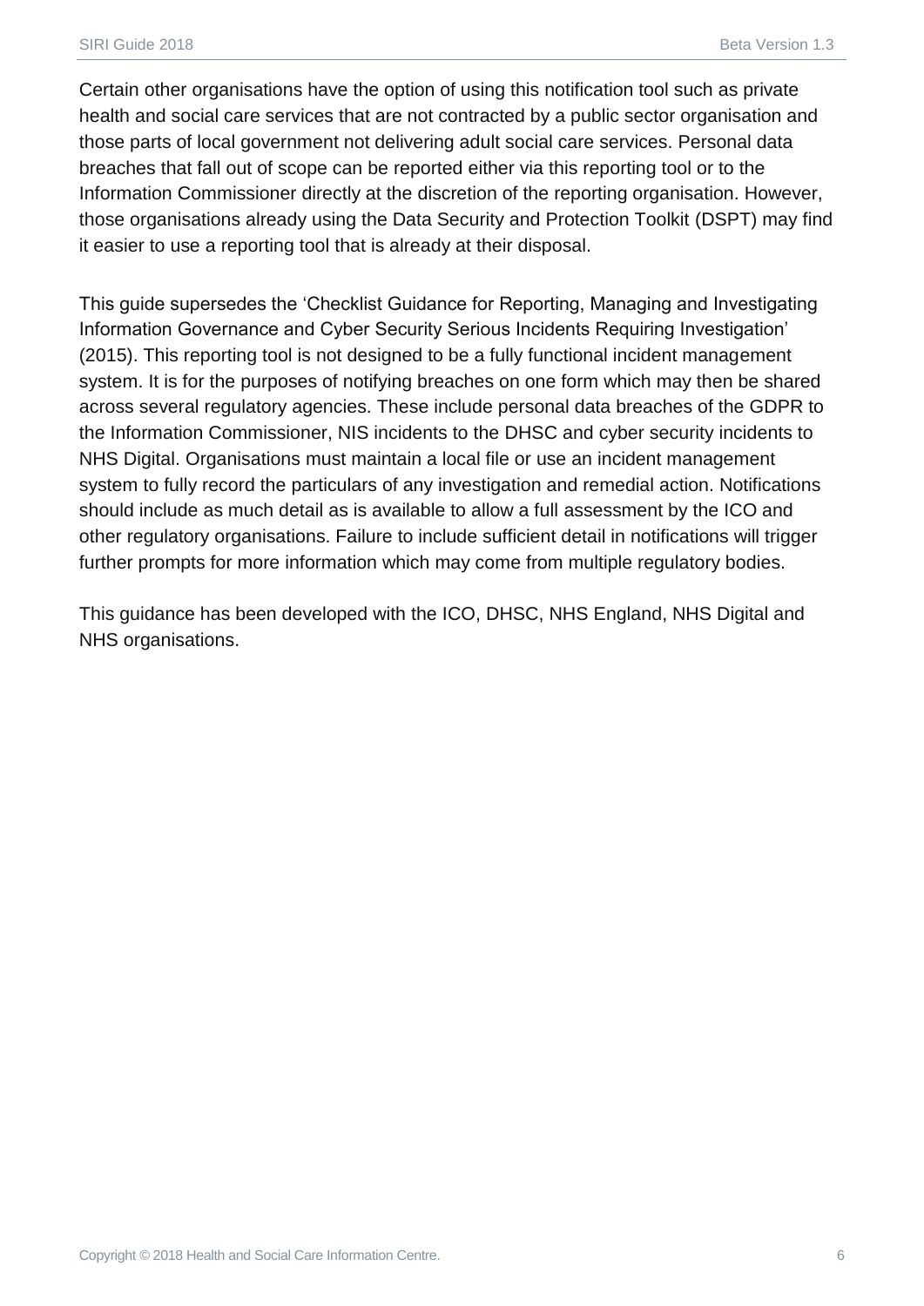Certain other organisations have the option of using this notification tool such as private health and social care services that are not contracted by a public sector organisation and those parts of local government not delivering adult social care services. Personal data breaches that fall out of scope can be reported either via this reporting tool or to the Information Commissioner directly at the discretion of the reporting organisation. However, those organisations already using the Data Security and Protection Toolkit (DSPT) may find it easier to use a reporting tool that is already at their disposal.

This guide supersedes the 'Checklist Guidance for Reporting, Managing and Investigating Information Governance and Cyber Security Serious Incidents Requiring Investigation' (2015). This reporting tool is not designed to be a fully functional incident management system. It is for the purposes of notifying breaches on one form which may then be shared across several regulatory agencies. These include personal data breaches of the GDPR to the Information Commissioner, NIS incidents to the DHSC and cyber security incidents to NHS Digital. Organisations must maintain a local file or use an incident management system to fully record the particulars of any investigation and remedial action. Notifications should include as much detail as is available to allow a full assessment by the ICO and other regulatory organisations. Failure to include sufficient detail in notifications will trigger further prompts for more information which may come from multiple regulatory bodies.

This guidance has been developed with the ICO, DHSC, NHS England, NHS Digital and NHS organisations.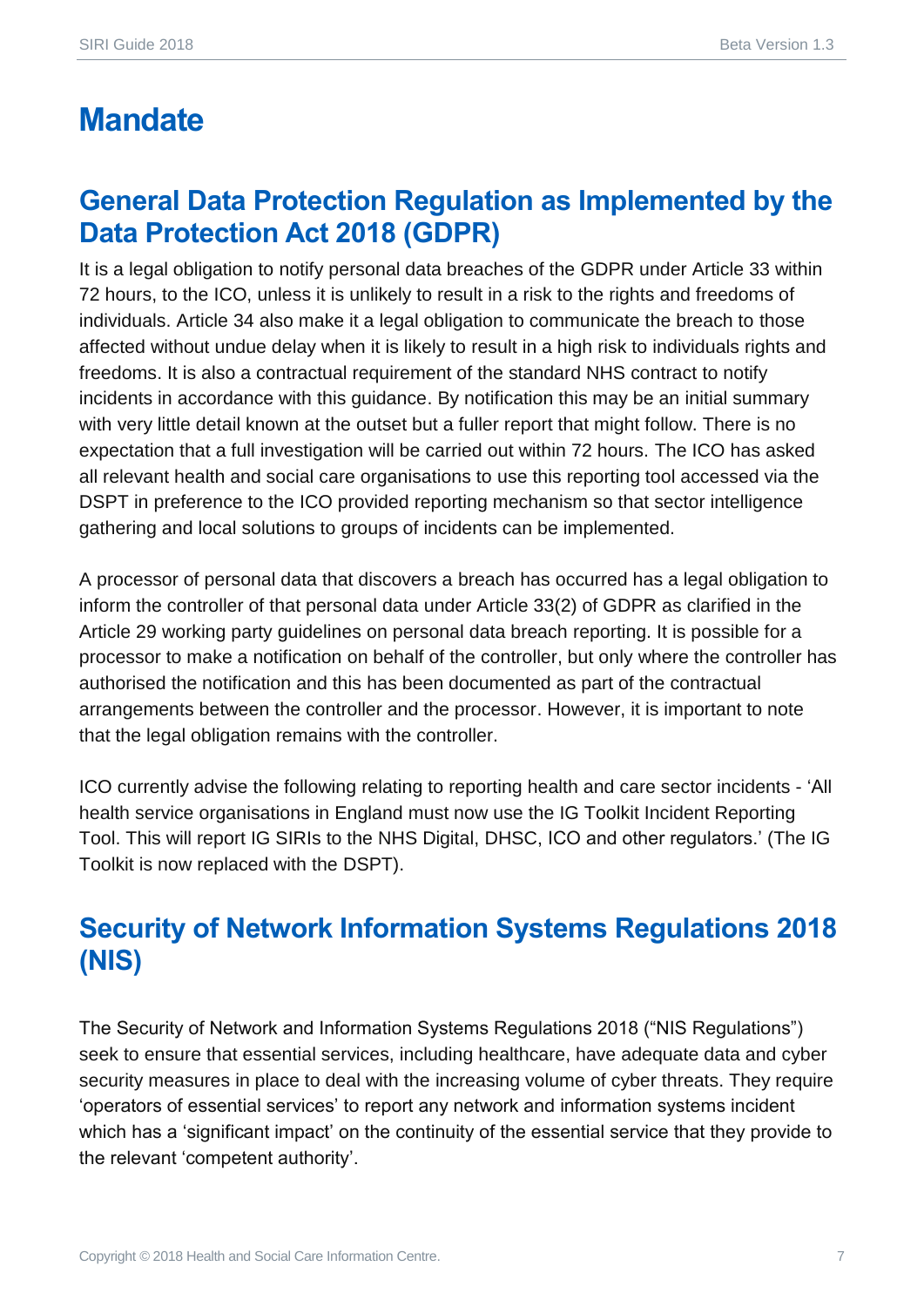# Mandate

## General Data Protection Regulation as Implemented by the Data Protection Act 2018 (GDPR)

It is a legal obligation to notify personal data breaches of the GDPR under Article 33 within 72 hours, to the ICO, unless it is unlikely to result in a risk to the rights and freedoms of individuals. Article 34 also make it a legal obligation to communicate the breach to those affected without undue delay when it is likely to result in a high risk to individuals rights and freedoms. It is also a contractual requirement of the standard NHS contract to notify incidents in accordance with this guidance. By notification this may be an initial summary with very little detail known at the outset but a fuller report that might follow. There is no expectation that a full investigation will be carried out within 72 hours. The ICO has asked all relevant health and social care organisations to use this reporting tool accessed via the DSPT in preference to the ICO provided reporting mechanism so that sector intelligence gathering and local solutions to groups of incidents can be implemented.

A processor of personal data that discovers a breach has occurred has a legal obligation to inform the controller of that personal data under Article 33(2) of GDPR as clarified in the Article 29 working party guidelines on personal data breach reporting. It is possible for a processor to make a notification on behalf of the controller, but only where the controller has authorised the notification and this has been documented as part of the contractual arrangements between the controller and the processor. However, it is important to note that the legal obligation remains with the controller.

ICO currently advise the following relating to reporting health and care sector incidents - 'All health service organisations in England must now use the IG Toolkit Incident Reporting Tool. This will report IG SIRIs to the NHS Digital, DHSC, ICO and other regulators.' (The IG Toolkit is now replaced with the DSPT).

## Security of Network Information Systems Regulations 2018 (NIS)

The Security of Network and Information Systems Regulations 2018 ("NIS Regulations") seek to ensure that essential services, including healthcare, have adequate data and cyber security measures in place to deal with the increasing volume of cyber threats. They require 'operators of essential services' to report any network and information systems incident which has a 'significant impact' on the continuity of the essential service that they provide to the relevant 'competent authority'.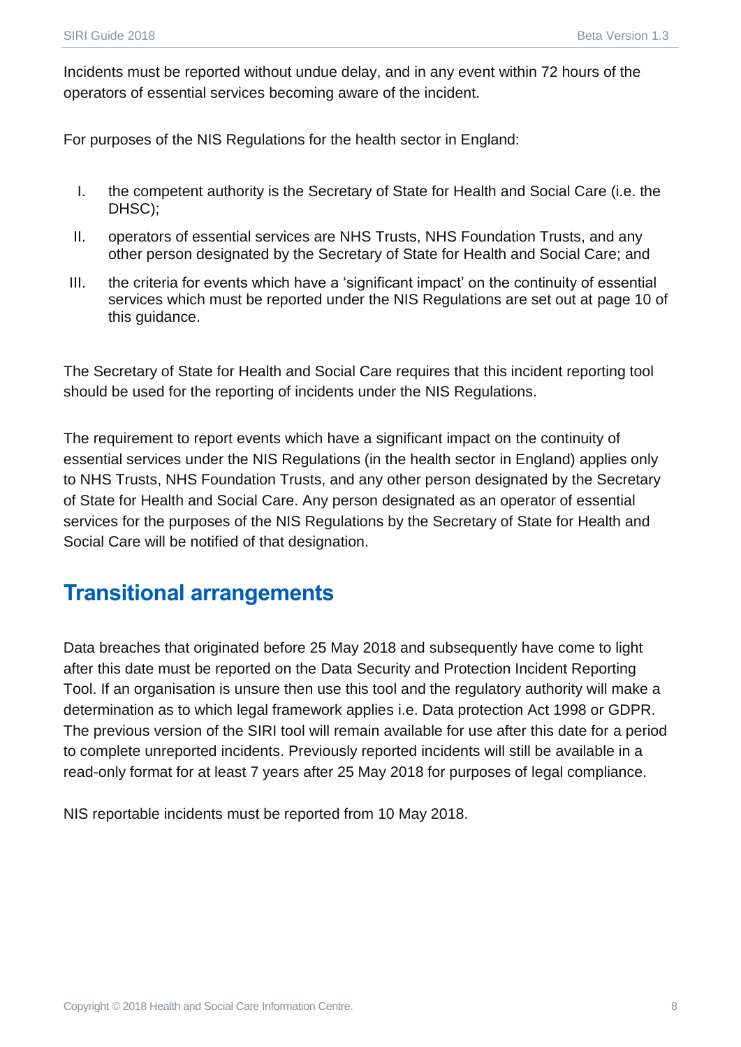Incidents must be reported without undue delay, and in any event within 72 hours of the operators of essential services becoming aware of the incident.

For purposes of the NIS Regulations for the health sector in England:

I. the competent authority is the Secretary of State for Health and Social Care (i.e. the DHSC);

II. operators of essential services are NHS Trusts, NHS Foundation Trusts, and any other person designated by the Secretary of State for Health and Social Care; and

III. the criteria for events which have a 'significant impact' on the continuity of essential services which must be reported under the NIS Regulations are set out at page 10 of this guidance.

The Secretary of State for Health and Social Care requires that this incident reporting tool should be used for the reporting of incidents under the NIS Regulations.

The requirement to report events which have a significant impact on the continuity of essential services under the NIS Regulations (in the health sector in England) applies only to NHS Trusts, NHS Foundation Trusts, and any other person designated by the Secretary of State for Health and Social Care. Any person designated as an operator of essential services for the purposes of the NIS Regulations by the Secretary of State for Health and Social Care will be notified of that designation.

## Transitional arrangements

Data breaches that originated before 25 May 2018 and subsequently have come to light after this date must be reported on the Data Security and Protection Incident Reporting Tool. If an organisation is unsure then use this tool and the regulatory authority will make a determination as to which legal framework applies i.e. Data protection Act 1998 or GDPR. The previous version of the SIRI tool will remain available for use after this date for a period to complete unreported incidents. Previously reported incidents will still be available in a read-only format for at least 7 years after 25 May 2018 for purposes of legal compliance.

NIS reportable incidents must be reported from 10 May 2018.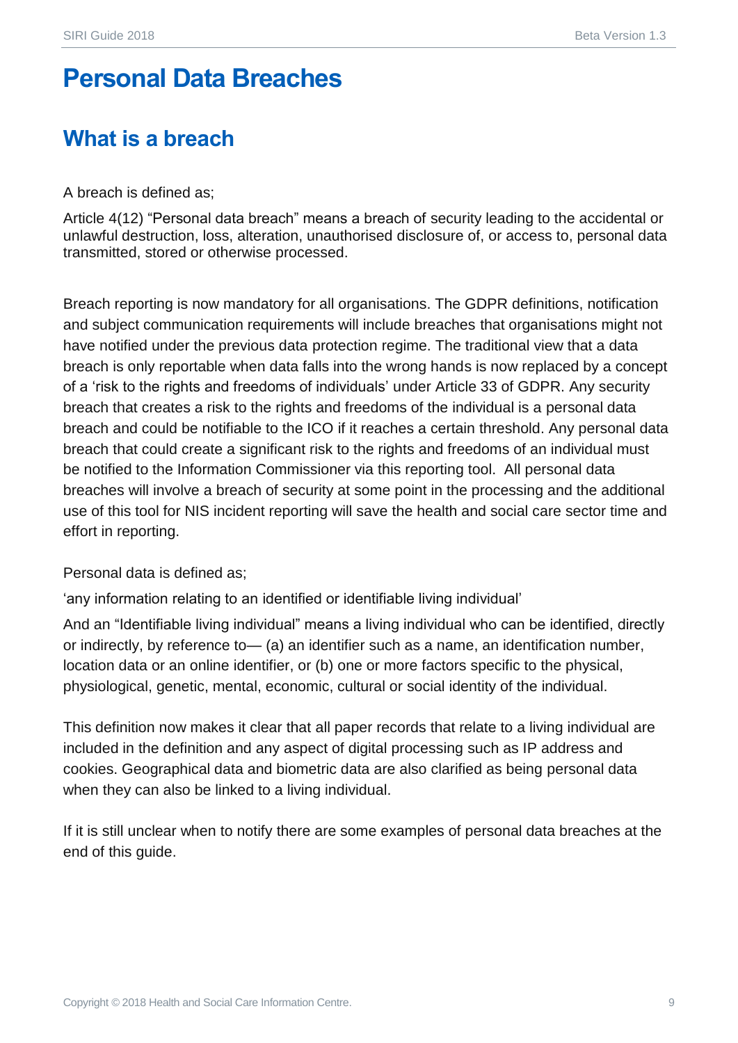# Personal Data Breaches

## What is a breach

A breach is defined as;

Article 4(12) "Personal data breach" means a breach of security leading to the accidental or unlawful destruction, loss, alteration, unauthorised disclosure of, or access to, personal data transmitted, stored or otherwise processed.

Breach reporting is now mandatory for all organisations. The GDPR definitions, notification and subject communication requirements will include breaches that organisations might not have notified under the previous data protection regime. The traditional view that a data breach is only reportable when data falls into the wrong hands is now replaced by a concept of a 'risk to the rights and freedoms of individuals' under Article 33 of GDPR. Any security breach that creates a risk to the rights and freedoms of the individual is a personal data breach and could be notifiable to the ICO if it reaches a certain threshold. Any personal data breach that could create a significant risk to the rights and freedoms of an individual must be notified to the Information Commissioner via this reporting tool. All personal data breaches will involve a breach of security at some point in the processing and the additional use of this tool for NIS incident reporting will save the health and social care sector time and effort in reporting.

Personal data is defined as;

'any information relating to an identified or identifiable living individual'

And an "Identifiable living individual" means a living individual who can be identified, directly or indirectly, by reference to— (a) an identifier such as a name, an identification number, location data or an online identifier, or (b) one or more factors specific to the physical, physiological, genetic, mental, economic, cultural or social identity of the individual.

This definition now makes it clear that all paper records that relate to a living individual are included in the definition and any aspect of digital processing such as IP address and cookies. Geographical data and biometric data are also clarified as being personal data when they can also be linked to a living individual.

If it is still unclear when to notify there are some examples of personal data breaches at the end of this guide.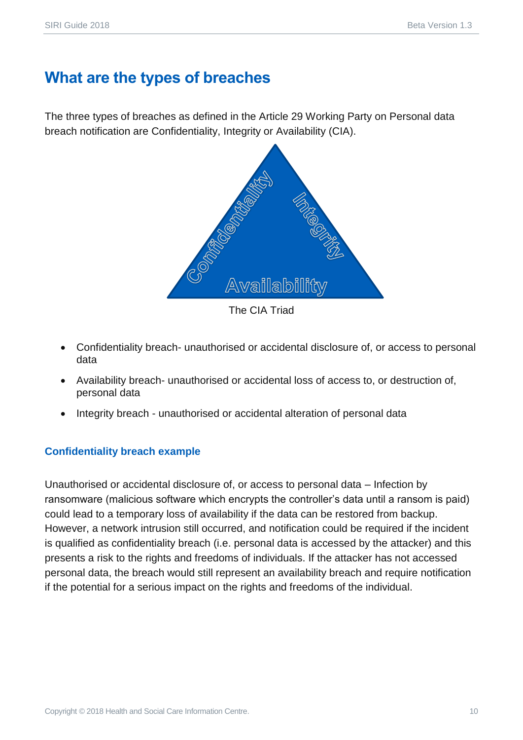## What are the types of breaches

The three types of breaches as defined in the Article 29 Working Party on Personal data breach notification are Confidentiality, Integrity or Availability (CIA).

Confidentiality

Integrity

Availability

The CIA Triad

- Confidentiality breach- unauthorised or accidental disclosure of, or access to personal data
- Availability breach- unauthorised or accidental loss of access to, or destruction of, personal data
- Integrity breach - unauthorised or accidental alteration of personal data

### Confidentiality breach example

Unauthorised or accidental disclosure of, or access to personal data – Infection by ransomware (malicious software which encrypts the controller's data until a ransom is paid) could lead to a temporary loss of availability if the data can be restored from backup. However, a network intrusion still occurred, and notification could be required if the incident is qualified as confidentiality breach (i.e. personal data is accessed by the attacker) and this presents a risk to the rights and freedoms of individuals. If the attacker has not accessed personal data, the breach would still represent an availability breach and require notification if the potential for a serious impact on the rights and freedoms of the individual.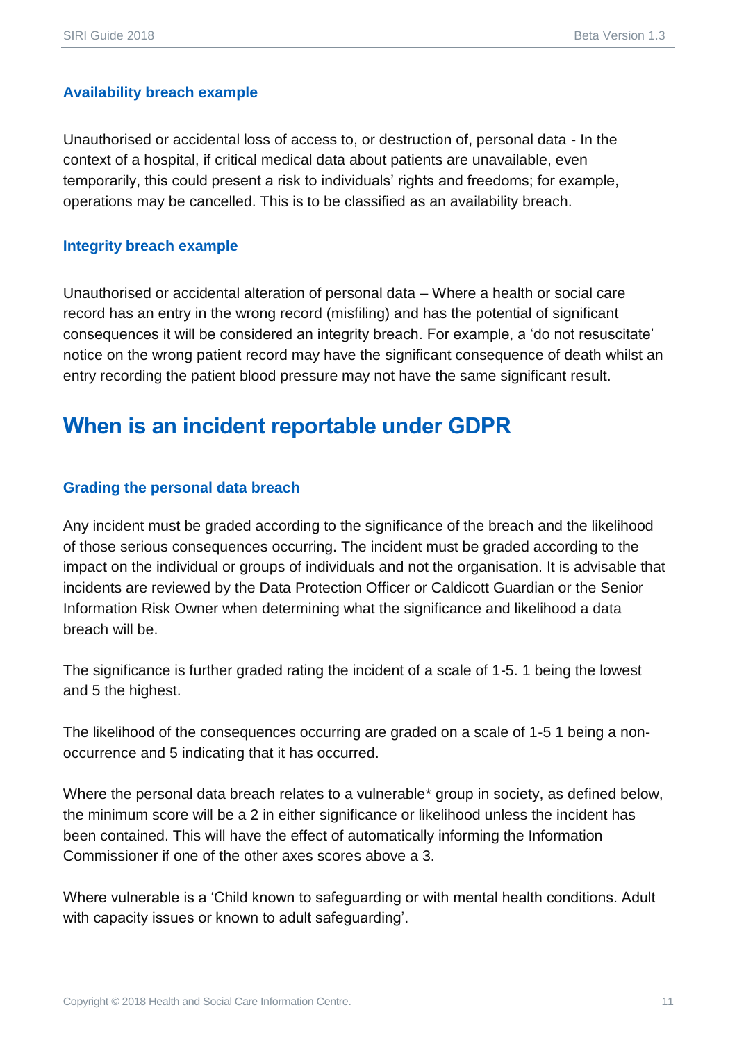### Availability breach example

Unauthorised or accidental loss of access to, or destruction of, personal data - In the context of a hospital, if critical medical data about patients are unavailable, even temporarily, this could present a risk to individuals' rights and freedoms; for example, operations may be cancelled. This is to be classified as an availability breach.

### Integrity breach example

Unauthorised or accidental alteration of personal data – Where a health or social care record has an entry in the wrong record (misfiling) and has the potential of significant consequences it will be considered an integrity breach. For example, a 'do not resuscitate' notice on the wrong patient record may have the significant consequence of death whilst an entry recording the patient blood pressure may not have the same significant result.

## When is an incident reportable under GDPR

### Grading the personal data breach

Any incident must be graded according to the significance of the breach and the likelihood of those serious consequences occurring. The incident must be graded according to the impact on the individual or groups of individuals and not the organisation. It is advisable that incidents are reviewed by the Data Protection Officer or Caldicott Guardian or the Senior Information Risk Owner when determining what the significance and likelihood a data breach will be.

The significance is further graded rating the incident of a scale of 1-5. 1 being the lowest and 5 the highest.

The likelihood of the consequences occurring are graded on a scale of 1-5 1 being a non-occurrence and 5 indicating that it has occurred.

Where the personal data breach relates to a vulnerable* group in society, as defined below, the minimum score will be a 2 in either significance or likelihood unless the incident has been contained. This will have the effect of automatically informing the Information Commissioner if one of the other axes scores above a 3.

Where vulnerable is a 'Child known to safeguarding or with mental health conditions. Adult with capacity issues or known to adult safeguarding'.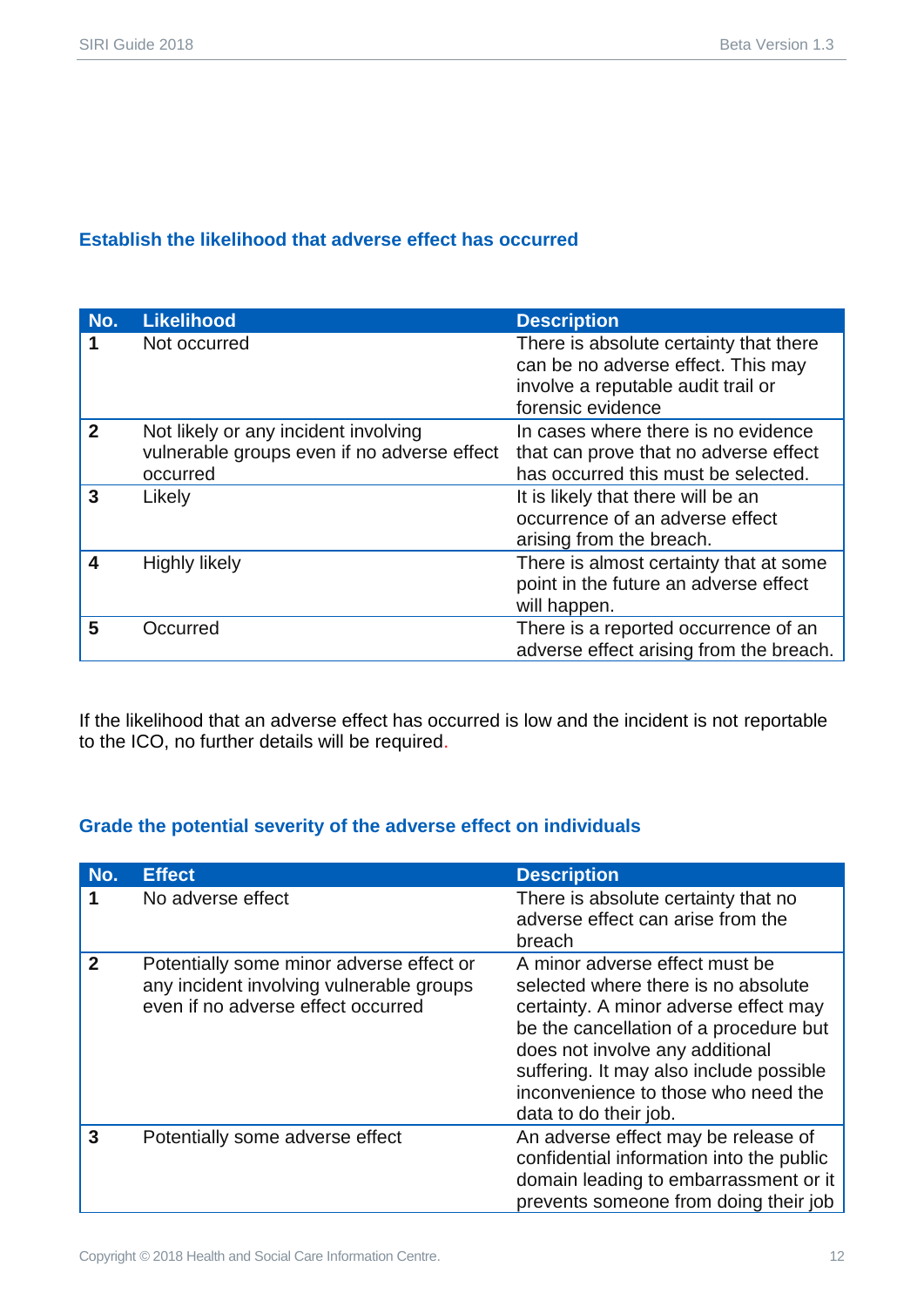### Establish the likelihood that adverse effect has occurred

| No. | Likelihood | Description |
|---|---|---|
| **1** | Not occurred | There is absolute certainty that there can be no adverse effect. This may involve a reputable audit trail or forensic evidence |
| **2** | Not likely or any incident involving vulnerable groups even if no adverse effect occurred | In cases where there is no evidence that can prove that no adverse effect has occurred this must be selected. |
| **3** | Likely | It is likely that there will be an occurrence of an adverse effect arising from the breach. |
| **4** | Highly likely | There is almost certainty that at some point in the future an adverse effect will happen. |
| **5** | Occurred | There is a reported occurrence of an adverse effect arising from the breach. |

If the likelihood that an adverse effect has occurred is low and the incident is not reportable to the ICO, no further details will be required.

### Grade the potential severity of the adverse effect on individuals

| No. | Effect | Description |
|---|---|---|
| **1** | No adverse effect | There is absolute certainty that no adverse effect can arise from the breach |
| **2** | Potentially some minor adverse effect or any incident involving vulnerable groups even if no adverse effect occurred | A minor adverse effect must be selected where there is no absolute certainty. A minor adverse effect may be the cancellation of a procedure but does not involve any additional suffering. It may also include possible inconvenience to those who need the data to do their job. |
| **3** | Potentially some adverse effect | An adverse effect may be release of confidential information into the public domain leading to embarrassment or it prevents someone from doing their job |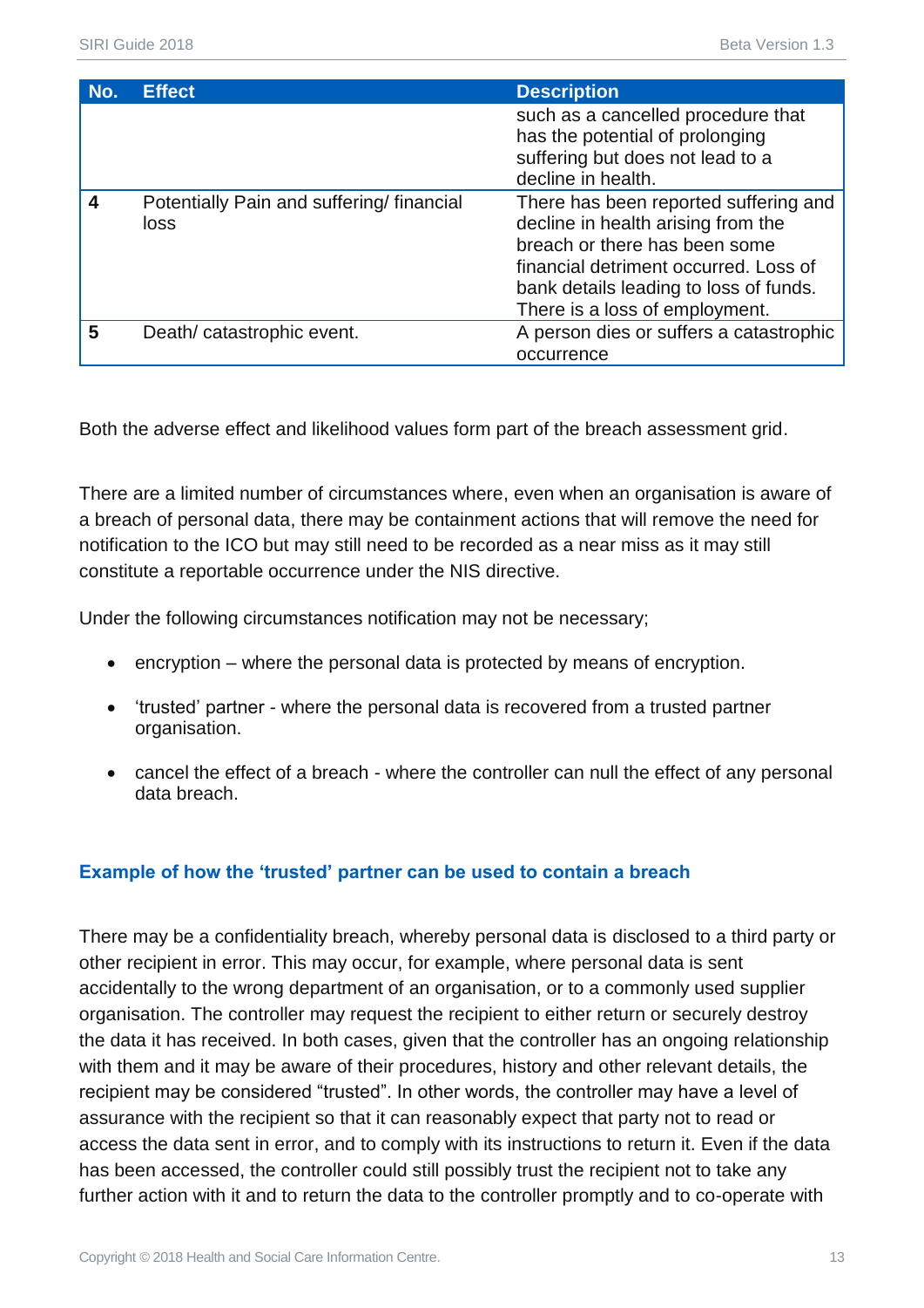| No. | Effect | Description |
|---|---|---|
| | | such as a cancelled procedure that has the potential of prolonging suffering but does not lead to a decline in health. |
| 4 | Potentially Pain and suffering/ financial loss | There has been reported suffering and decline in health arising from the breach or there has been some financial detriment occurred. Loss of bank details leading to loss of funds. There is a loss of employment. |
| 5 | Death/ catastrophic event. | A person dies or suffers a catastrophic occurrence |

Both the adverse effect and likelihood values form part of the breach assessment grid.

There are a limited number of circumstances where, even when an organisation is aware of a breach of personal data, there may be containment actions that will remove the need for notification to the ICO but may still need to be recorded as a near miss as it may still constitute a reportable occurrence under the NIS directive.

Under the following circumstances notification may not be necessary;

- encryption – where the personal data is protected by means of encryption.
- 'trusted' partner - where the personal data is recovered from a trusted partner organisation.
- cancel the effect of a breach - where the controller can null the effect of any personal data breach.

### Example of how the 'trusted' partner can be used to contain a breach

There may be a confidentiality breach, whereby personal data is disclosed to a third party or other recipient in error. This may occur, for example, where personal data is sent accidentally to the wrong department of an organisation, or to a commonly used supplier organisation. The controller may request the recipient to either return or securely destroy the data it has received. In both cases, given that the controller has an ongoing relationship with them and it may be aware of their procedures, history and other relevant details, the recipient may be considered "trusted". In other words, the controller may have a level of assurance with the recipient so that it can reasonably expect that party not to read or access the data sent in error, and to comply with its instructions to return it. Even if the data has been accessed, the controller could still possibly trust the recipient not to take any further action with it and to return the data to the controller promptly and to co-operate with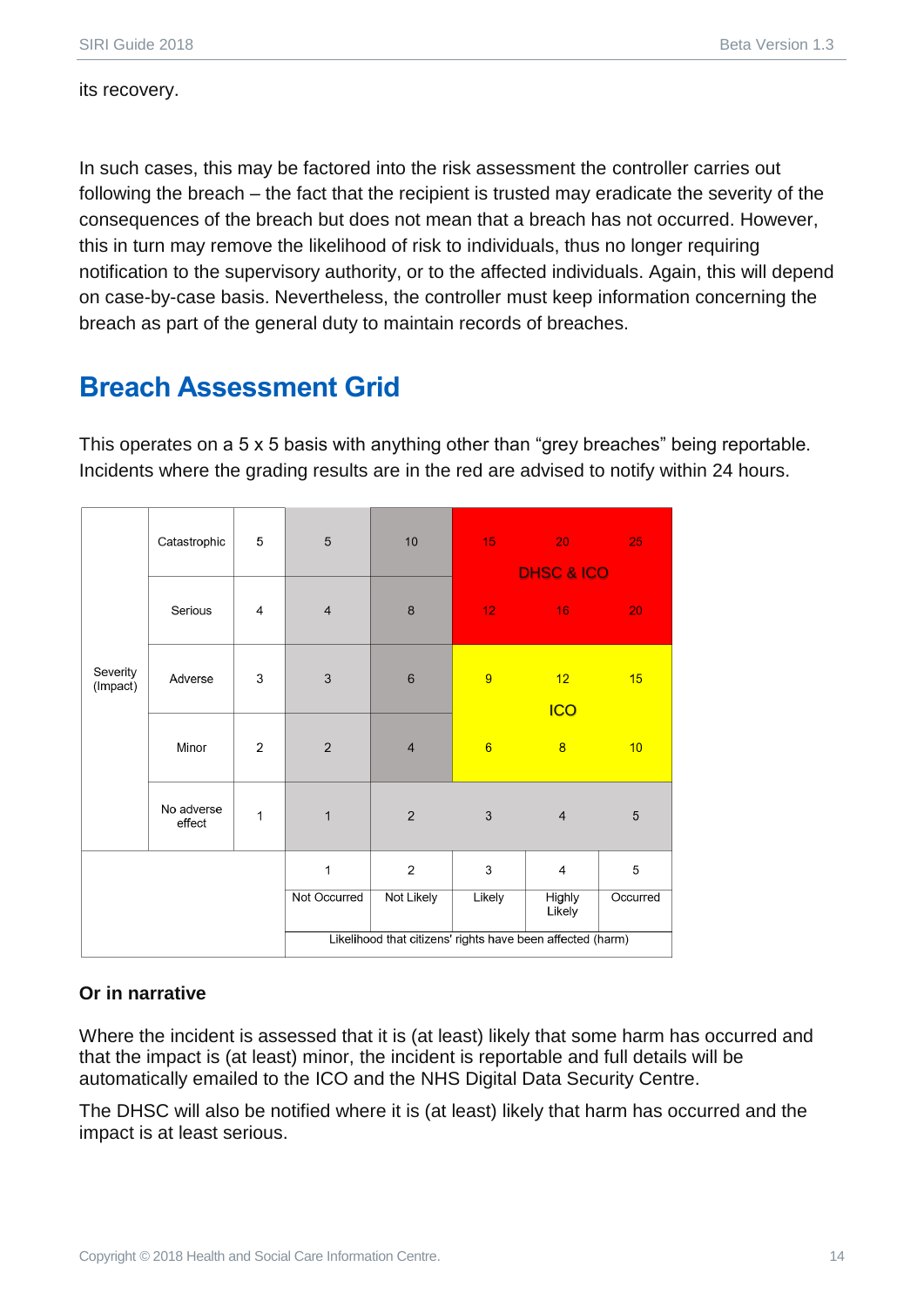its recovery.

In such cases, this may be factored into the risk assessment the controller carries out following the breach – the fact that the recipient is trusted may eradicate the severity of the consequences of the breach but does not mean that a breach has not occurred. However, this in turn may remove the likelihood of risk to individuals, thus no longer requiring notification to the supervisory authority, or to the affected individuals. Again, this will depend on case-by-case basis. Nevertheless, the controller must keep information concerning the breach as part of the general duty to maintain records of breaches.

## Breach Assessment Grid

This operates on a 5 x 5 basis with anything other than “grey breaches” being reportable. Incidents where the grading results are in the red are advised to notify within 24 hours.

| | | | | | | | |
|---|---|---|---|---|---|---|---|
| Severity (Impact) | Catastrophic | 5 | 5 | 10 | 15 | 20 DHSC & ICO | 25 |
| | Serious | 4 | 4 | 8 | 12 | 16 | 20 |
| | Adverse | 3 | 3 | 6 | 9 | 12 ICO | 15 |
| | Minor | 2 | 2 | 4 | 6 | 8 | 10 |
| | No adverse effect | 1 | 1 | 2 | 3 | 4 | 5 |
| | | | 1 | 2 | 3 | 4 | 5 |
| | | | Not Occurred | Not Likely | Likely | Highly Likely | Occurred |
| | | | Likelihood that citizens' rights have been affected (harm) | | | | |

### Or in narrative

Where the incident is assessed that it is (at least) likely that some harm has occurred and that the impact is (at least) minor, the incident is reportable and full details will be automatically emailed to the ICO and the NHS Digital Data Security Centre.

The DHSC will also be notified where it is (at least) likely that harm has occurred and the impact is at least serious.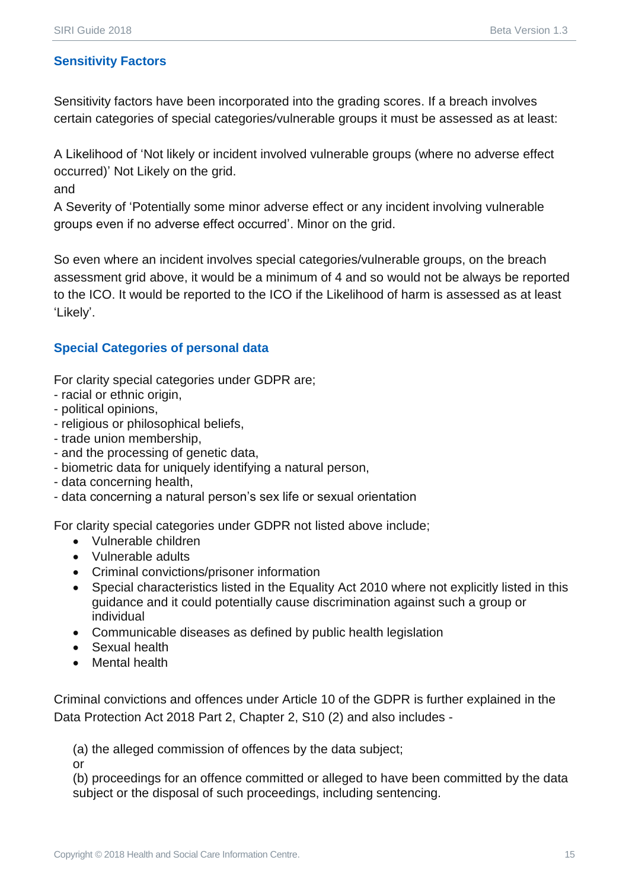## Sensitivity Factors

Sensitivity factors have been incorporated into the grading scores. If a breach involves certain categories of special categories/vulnerable groups it must be assessed as at least:

A Likelihood of 'Not likely or incident involved vulnerable groups (where no adverse effect occurred)' Not Likely on the grid.
and
A Severity of 'Potentially some minor adverse effect or any incident involving vulnerable groups even if no adverse effect occurred'. Minor on the grid.

So even where an incident involves special categories/vulnerable groups, on the breach assessment grid above, it would be a minimum of 4 and so would not be always be reported to the ICO. It would be reported to the ICO if the Likelihood of harm is assessed as at least 'Likely'.

## Special Categories of personal data

For clarity special categories under GDPR are;
- racial or ethnic origin,
- political opinions,
- religious or philosophical beliefs,
- trade union membership,
- and the processing of genetic data,
- biometric data for uniquely identifying a natural person,
- data concerning health,
- data concerning a natural person's sex life or sexual orientation

For clarity special categories under GDPR not listed above include;

- Vulnerable children
- Vulnerable adults
- Criminal convictions/prisoner information
- Special characteristics listed in the Equality Act 2010 where not explicitly listed in this guidance and it could potentially cause discrimination against such a group or individual
- Communicable diseases as defined by public health legislation
- Sexual health
- Mental health

Criminal convictions and offences under Article 10 of the GDPR is further explained in the Data Protection Act 2018 Part 2, Chapter 2, S10 (2) and also includes -

(a) the alleged commission of offences by the data subject;
or
(b) proceedings for an offence committed or alleged to have been committed by the data subject or the disposal of such proceedings, including sentencing.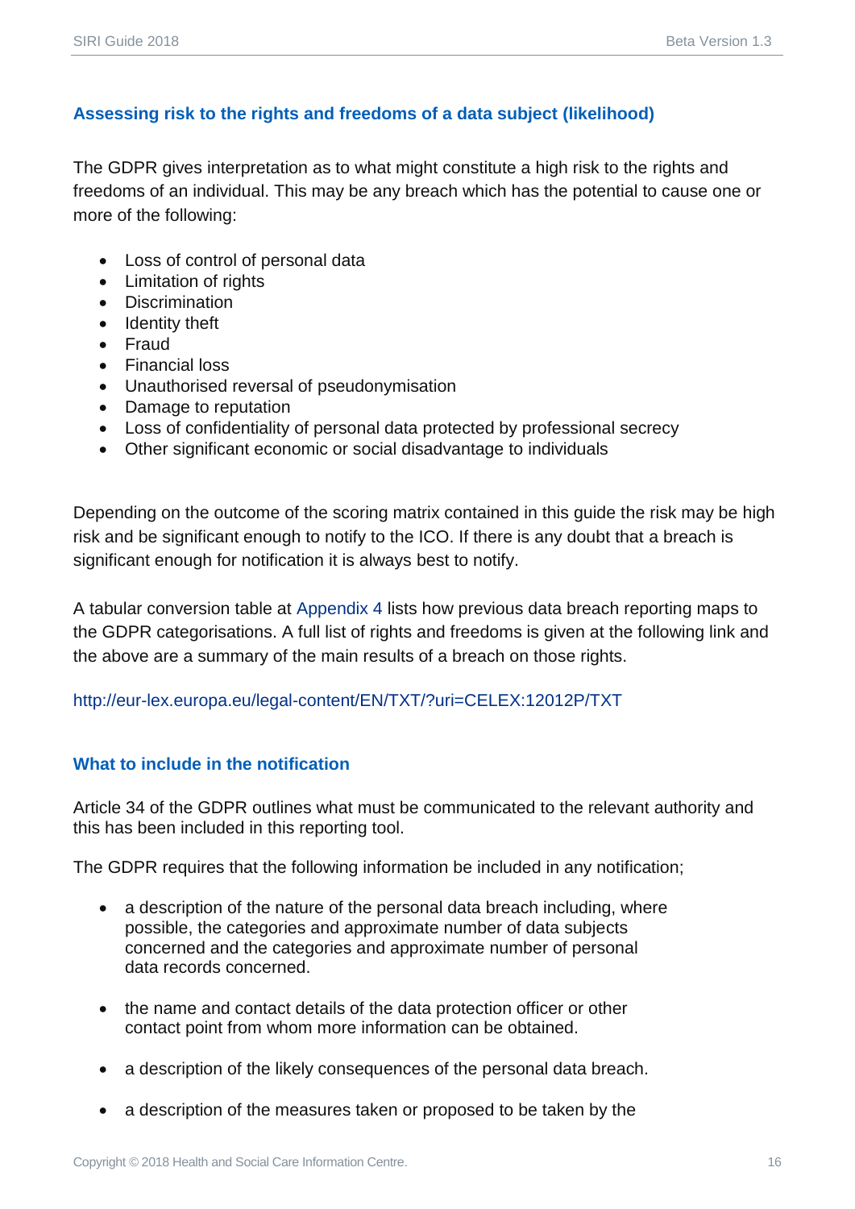### Assessing risk to the rights and freedoms of a data subject (likelihood)

The GDPR gives interpretation as to what might constitute a high risk to the rights and freedoms of an individual. This may be any breach which has the potential to cause one or more of the following:

- Loss of control of personal data
- Limitation of rights
- Discrimination
- Identity theft
- Fraud
- Financial loss
- Unauthorised reversal of pseudonymisation
- Damage to reputation
- Loss of confidentiality of personal data protected by professional secrecy
- Other significant economic or social disadvantage to individuals

Depending on the outcome of the scoring matrix contained in this guide the risk may be high risk and be significant enough to notify to the ICO. If there is any doubt that a breach is significant enough for notification it is always best to notify.

A tabular conversion table at Appendix 4 lists how previous data breach reporting maps to the GDPR categorisations. A full list of rights and freedoms is given at the following link and the above are a summary of the main results of a breach on those rights.

http://eur-lex.europa.eu/legal-content/EN/TXT/?uri=CELEX:12012P/TXT

### What to include in the notification

Article 34 of the GDPR outlines what must be communicated to the relevant authority and this has been included in this reporting tool.

The GDPR requires that the following information be included in any notification;

- a description of the nature of the personal data breach including, where possible, the categories and approximate number of data subjects concerned and the categories and approximate number of personal data records concerned.

- the name and contact details of the data protection officer or other contact point from whom more information can be obtained.

- a description of the likely consequences of the personal data breach.

- a description of the measures taken or proposed to be taken by the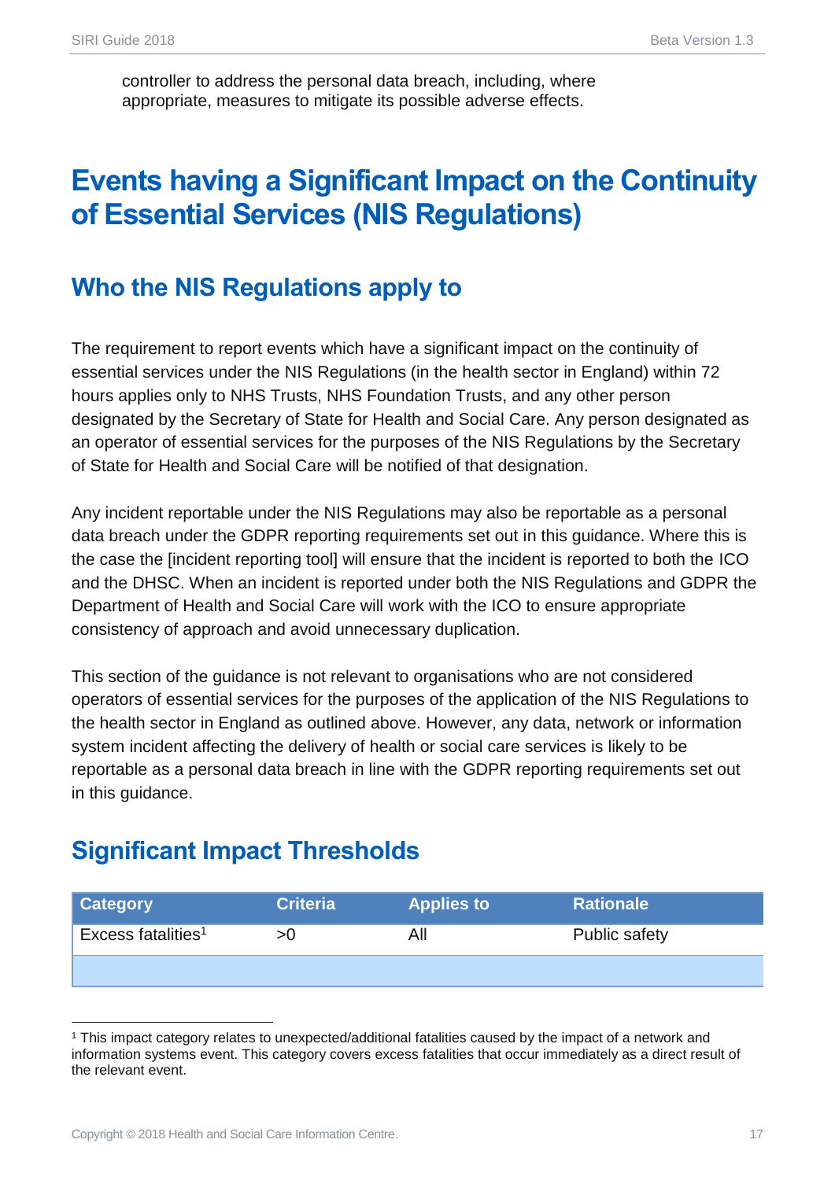controller to address the personal data breach, including, where appropriate, measures to mitigate its possible adverse effects.

# Events having a Significant Impact on the Continuity of Essential Services (NIS Regulations)

## Who the NIS Regulations apply to

The requirement to report events which have a significant impact on the continuity of essential services under the NIS Regulations (in the health sector in England) within 72 hours applies only to NHS Trusts, NHS Foundation Trusts, and any other person designated by the Secretary of State for Health and Social Care. Any person designated as an operator of essential services for the purposes of the NIS Regulations by the Secretary of State for Health and Social Care will be notified of that designation.

Any incident reportable under the NIS Regulations may also be reportable as a personal data breach under the GDPR reporting requirements set out in this guidance. Where this is the case the [incident reporting tool] will ensure that the incident is reported to both the ICO and the DHSC. When an incident is reported under both the NIS Regulations and GDPR the Department of Health and Social Care will work with the ICO to ensure appropriate consistency of approach and avoid unnecessary duplication.

This section of the guidance is not relevant to organisations who are not considered operators of essential services for the purposes of the application of the NIS Regulations to the health sector in England as outlined above. However, any data, network or information system incident affecting the delivery of health or social care services is likely to be reportable as a personal data breach in line with the GDPR reporting requirements set out in this guidance.

## Significant Impact Thresholds

| Category | Criteria | Applies to | Rationale |
|---|---|---|---|
| Excess fatalities[1] | >0 | All | Public safety |
| | | | |

[1] This impact category relates to unexpected/additional fatalities caused by the impact of a network and information systems event. This category covers excess fatalities that occur immediately as a direct result of the relevant event.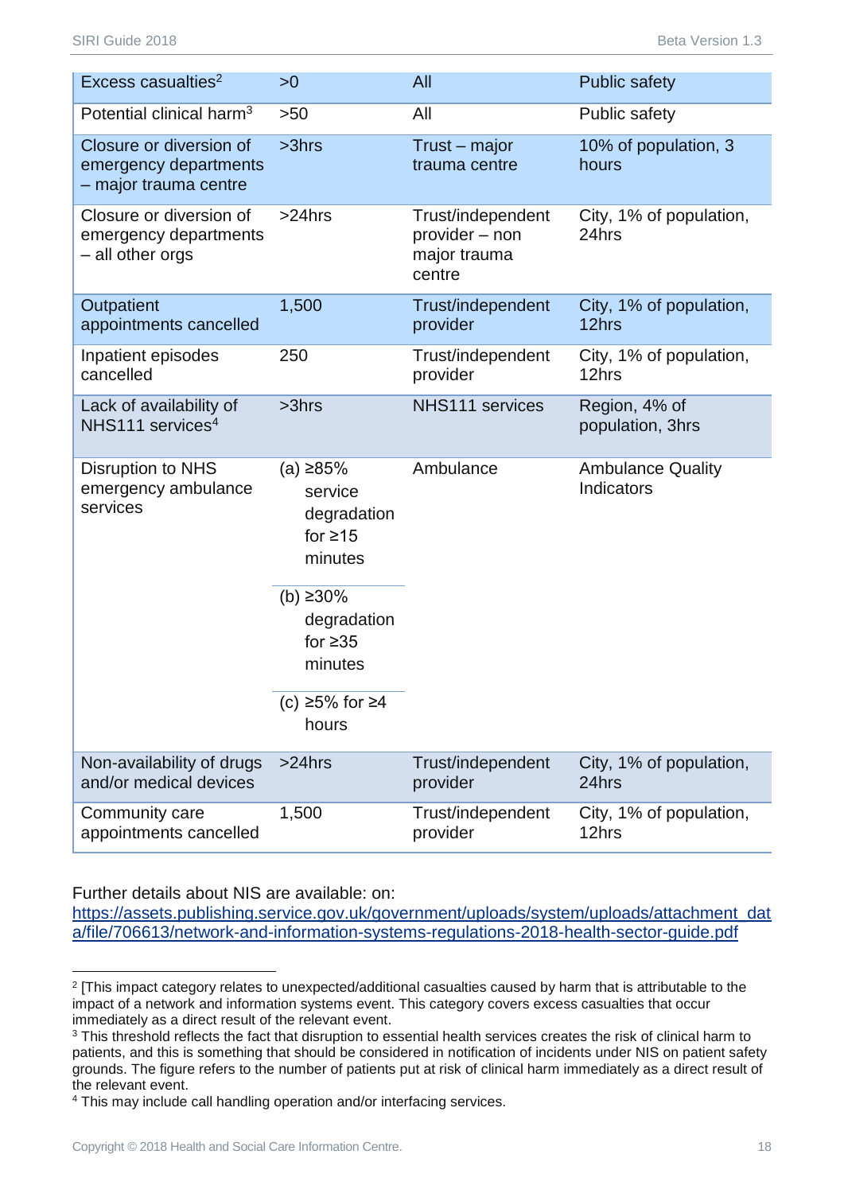| | | | |
|---|---|---|---|
| Excess casualties[2] | >0 | All | Public safety |
| Potential clinical harm[3] | >50 | All | Public safety |
| Closure or diversion of emergency departments – major trauma centre | >3hrs | Trust – major trauma centre | 10% of population, 3 hours |
| Closure or diversion of emergency departments – all other orgs | >24hrs | Trust/independent provider – non major trauma centre | City, 1% of population, 24hrs |
| Outpatient appointments cancelled | 1,500 | Trust/independent provider | City, 1% of population, 12hrs |
| Inpatient episodes cancelled | 250 | Trust/independent provider | City, 1% of population, 12hrs |
| Lack of availability of NHS111 services[4] | >3hrs | NHS111 services | Region, 4% of population, 3hrs |
| Disruption to NHS emergency ambulance services | (a) ≥85% service degradation for ≥15 minutes<br>(b) ≥30% degradation for ≥35 minutes<br>(c) ≥5% for ≥4 hours | Ambulance | Ambulance Quality Indicators |
| Non-availability of drugs and/or medical devices | >24hrs | Trust/independent provider | City, 1% of population, 24hrs |
| Community care appointments cancelled | 1,500 | Trust/independent provider | City, 1% of population, 12hrs |

Further details about NIS are available: on: https://assets.publishing.service.gov.uk/government/uploads/system/uploads/attachment_data/file/706613/network-and-information-systems-regulations-2018-health-sector-guide.pdf

---

[2] [This impact category relates to unexpected/additional casualties caused by harm that is attributable to the impact of a network and information systems event. This category covers excess casualties that occur immediately as a direct result of the relevant event.

[3] This threshold reflects the fact that disruption to essential health services creates the risk of clinical harm to patients, and this is something that should be considered in notification of incidents under NIS on patient safety grounds. The figure refers to the number of patients put at risk of clinical harm immediately as a direct result of the relevant event.

[4] This may include call handling operation and/or interfacing services.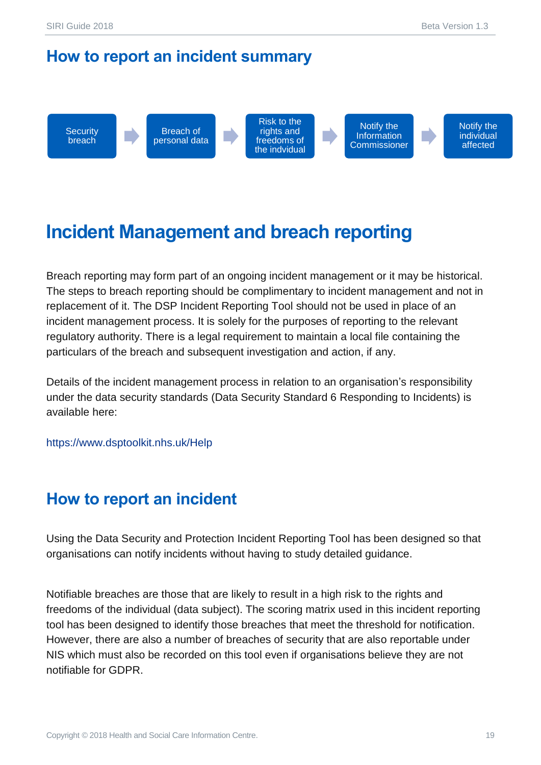## How to report an incident summary

Security breach → Breach of personal data → Risk to the rights and freedoms of the indvidual → Notify the Information Commissioner → Notify the individual affected

# Incident Management and breach reporting

Breach reporting may form part of an ongoing incident management or it may be historical. The steps to breach reporting should be complimentary to incident management and not in replacement of it. The DSP Incident Reporting Tool should not be used in place of an incident management process. It is solely for the purposes of reporting to the relevant regulatory authority. There is a legal requirement to maintain a local file containing the particulars of the breach and subsequent investigation and action, if any.

Details of the incident management process in relation to an organisation's responsibility under the data security standards (Data Security Standard 6 Responding to Incidents) is available here:

https://www.dsptoolkit.nhs.uk/Help

## How to report an incident

Using the Data Security and Protection Incident Reporting Tool has been designed so that organisations can notify incidents without having to study detailed guidance.

Notifiable breaches are those that are likely to result in a high risk to the rights and freedoms of the individual (data subject). The scoring matrix used in this incident reporting tool has been designed to identify those breaches that meet the threshold for notification. However, there are also a number of breaches of security that are also reportable under NIS which must also be recorded on this tool even if organisations believe they are not notifiable for GDPR.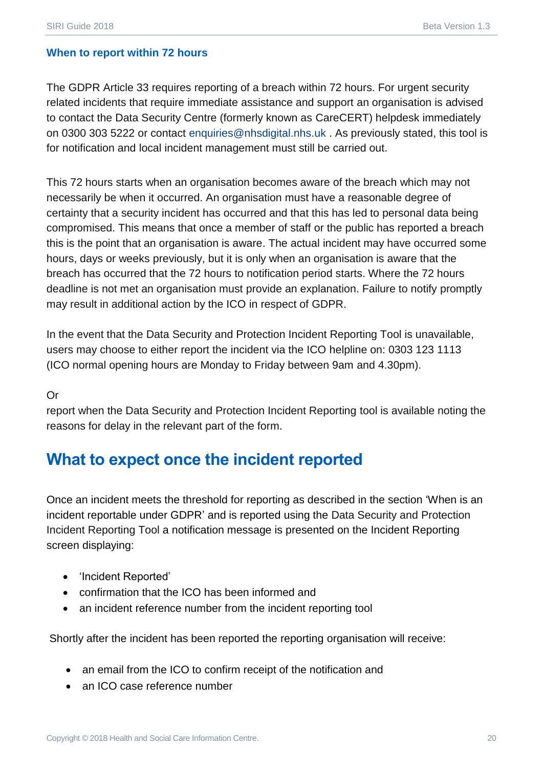### When to report within 72 hours

The GDPR Article 33 requires reporting of a breach within 72 hours. For urgent security related incidents that require immediate assistance and support an organisation is advised to contact the Data Security Centre (formerly known as CareCERT) helpdesk immediately on 0300 303 5222 or contact enquiries@nhsdigital.nhs.uk . As previously stated, this tool is for notification and local incident management must still be carried out.

This 72 hours starts when an organisation becomes aware of the breach which may not necessarily be when it occurred. An organisation must have a reasonable degree of certainty that a security incident has occurred and that this has led to personal data being compromised. This means that once a member of staff or the public has reported a breach this is the point that an organisation is aware. The actual incident may have occurred some hours, days or weeks previously, but it is only when an organisation is aware that the breach has occurred that the 72 hours to notification period starts. Where the 72 hours deadline is not met an organisation must provide an explanation. Failure to notify promptly may result in additional action by the ICO in respect of GDPR.

In the event that the Data Security and Protection Incident Reporting Tool is unavailable, users may choose to either report the incident via the ICO helpline on: 0303 123 1113 (ICO normal opening hours are Monday to Friday between 9am and 4.30pm).

Or

report when the Data Security and Protection Incident Reporting tool is available noting the reasons for delay in the relevant part of the form.

## What to expect once the incident reported

Once an incident meets the threshold for reporting as described in the section 'When is an incident reportable under GDPR' and is reported using the Data Security and Protection Incident Reporting Tool a notification message is presented on the Incident Reporting screen displaying:

- 'Incident Reported'
- confirmation that the ICO has been informed and
- an incident reference number from the incident reporting tool

Shortly after the incident has been reported the reporting organisation will receive:

- an email from the ICO to confirm receipt of the notification and
- an ICO case reference number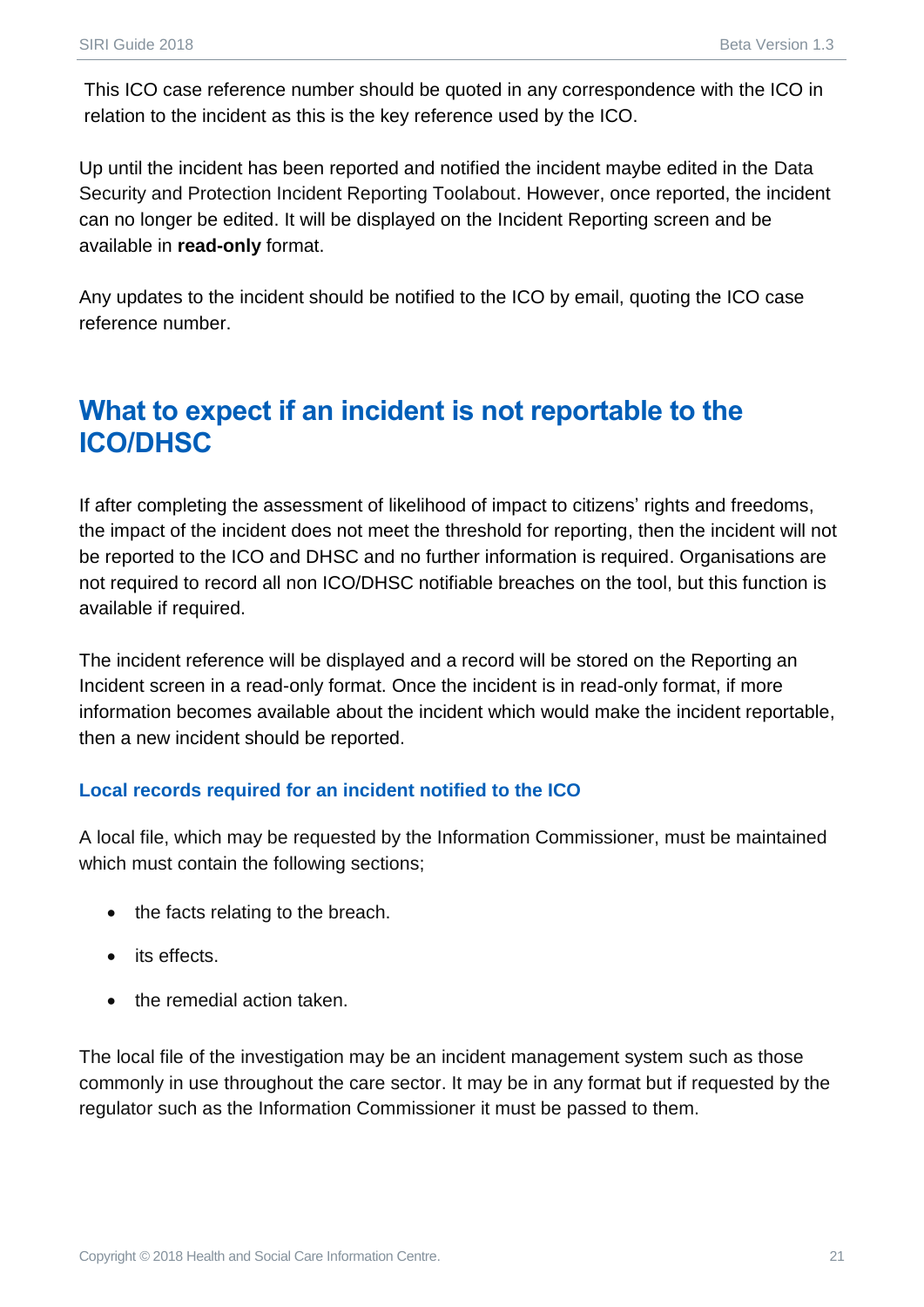This ICO case reference number should be quoted in any correspondence with the ICO in relation to the incident as this is the key reference used by the ICO.

Up until the incident has been reported and notified the incident maybe edited in the Data Security and Protection Incident Reporting Toolabout. However, once reported, the incident can no longer be edited. It will be displayed on the Incident Reporting screen and be available in **read-only** format.

Any updates to the incident should be notified to the ICO by email, quoting the ICO case reference number.

## What to expect if an incident is not reportable to the ICO/DHSC

If after completing the assessment of likelihood of impact to citizens' rights and freedoms, the impact of the incident does not meet the threshold for reporting, then the incident will not be reported to the ICO and DHSC and no further information is required. Organisations are not required to record all non ICO/DHSC notifiable breaches on the tool, but this function is available if required.

The incident reference will be displayed and a record will be stored on the Reporting an Incident screen in a read-only format. Once the incident is in read-only format, if more information becomes available about the incident which would make the incident reportable, then a new incident should be reported.

### Local records required for an incident notified to the ICO

A local file, which may be requested by the Information Commissioner, must be maintained which must contain the following sections;

- the facts relating to the breach.
- its effects.
- the remedial action taken.

The local file of the investigation may be an incident management system such as those commonly in use throughout the care sector. It may be in any format but if requested by the regulator such as the Information Commissioner it must be passed to them.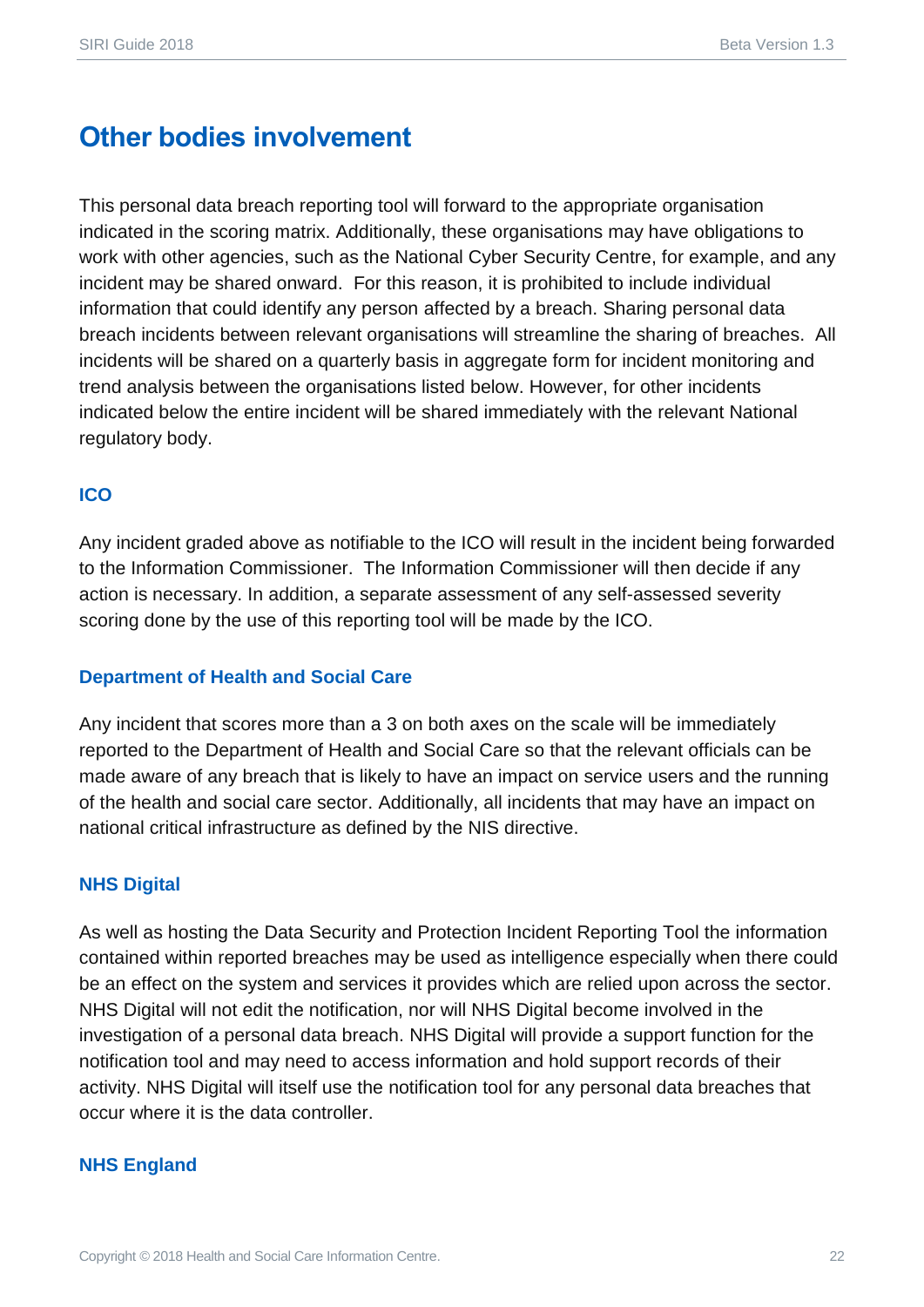# Other bodies involvement

This personal data breach reporting tool will forward to the appropriate organisation indicated in the scoring matrix. Additionally, these organisations may have obligations to work with other agencies, such as the National Cyber Security Centre, for example, and any incident may be shared onward. For this reason, it is prohibited to include individual information that could identify any person affected by a breach. Sharing personal data breach incidents between relevant organisations will streamline the sharing of breaches. All incidents will be shared on a quarterly basis in aggregate form for incident monitoring and trend analysis between the organisations listed below. However, for other incidents indicated below the entire incident will be shared immediately with the relevant National regulatory body.

### ICO

Any incident graded above as notifiable to the ICO will result in the incident being forwarded to the Information Commissioner. The Information Commissioner will then decide if any action is necessary. In addition, a separate assessment of any self-assessed severity scoring done by the use of this reporting tool will be made by the ICO.

### Department of Health and Social Care

Any incident that scores more than a 3 on both axes on the scale will be immediately reported to the Department of Health and Social Care so that the relevant officials can be made aware of any breach that is likely to have an impact on service users and the running of the health and social care sector. Additionally, all incidents that may have an impact on national critical infrastructure as defined by the NIS directive.

### NHS Digital

As well as hosting the Data Security and Protection Incident Reporting Tool the information contained within reported breaches may be used as intelligence especially when there could be an effect on the system and services it provides which are relied upon across the sector. NHS Digital will not edit the notification, nor will NHS Digital become involved in the investigation of a personal data breach. NHS Digital will provide a support function for the notification tool and may need to access information and hold support records of their activity. NHS Digital will itself use the notification tool for any personal data breaches that occur where it is the data controller.

### NHS England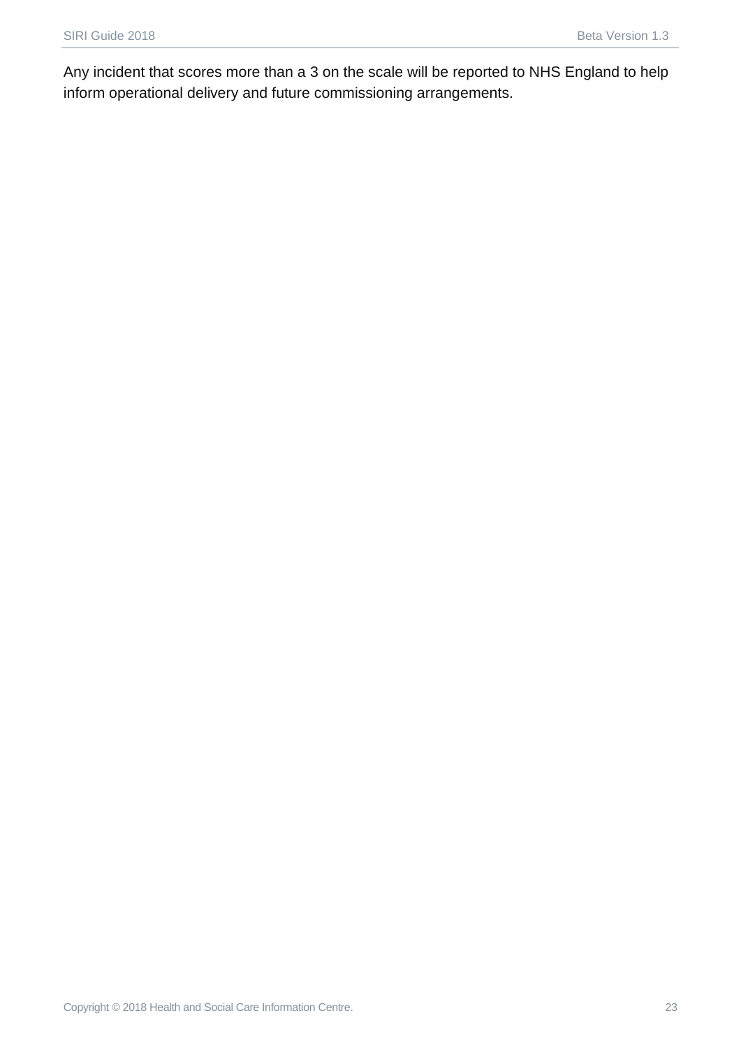Any incident that scores more than a 3 on the scale will be reported to NHS England to help inform operational delivery and future commissioning arrangements.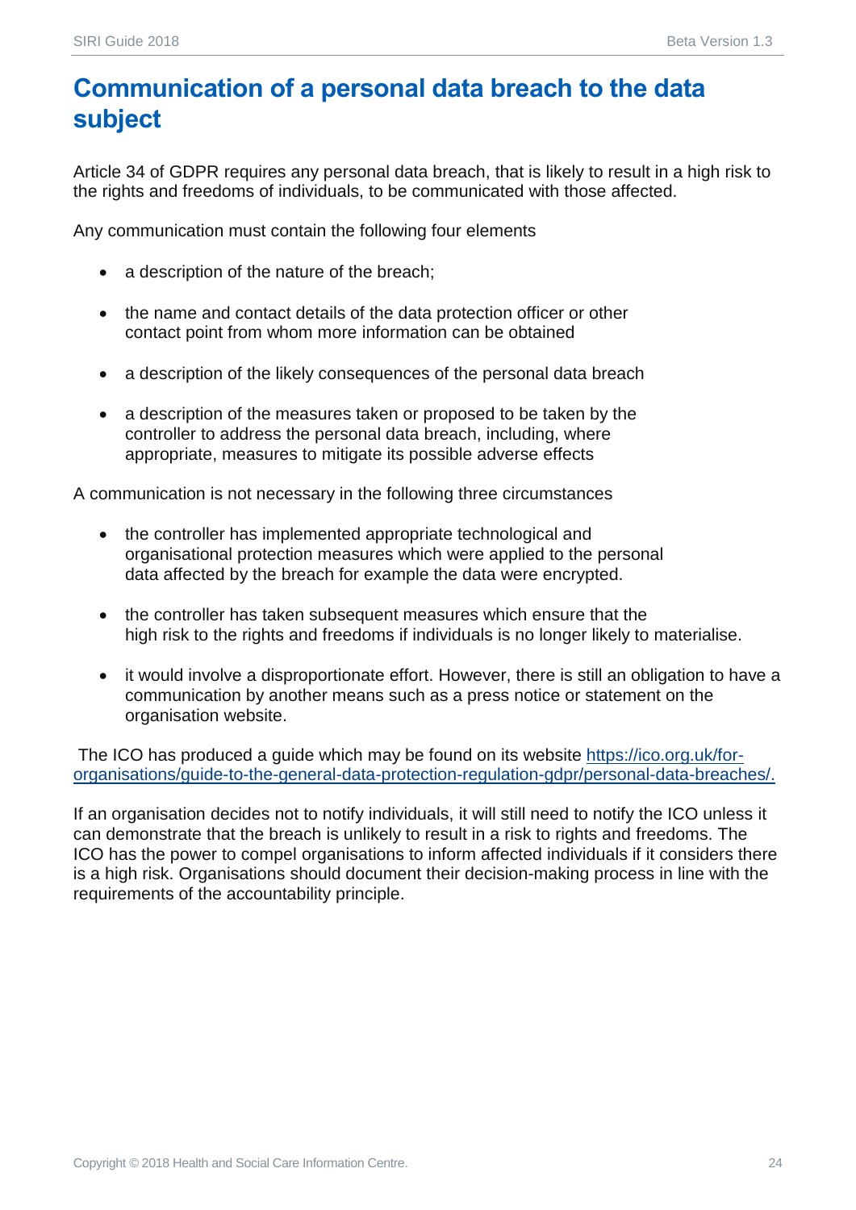# Communication of a personal data breach to the data subject

Article 34 of GDPR requires any personal data breach, that is likely to result in a high risk to the rights and freedoms of individuals, to be communicated with those affected.

Any communication must contain the following four elements

- a description of the nature of the breach;
- the name and contact details of the data protection officer or other contact point from whom more information can be obtained
- a description of the likely consequences of the personal data breach
- a description of the measures taken or proposed to be taken by the controller to address the personal data breach, including, where appropriate, measures to mitigate its possible adverse effects

A communication is not necessary in the following three circumstances

- the controller has implemented appropriate technological and organisational protection measures which were applied to the personal data affected by the breach for example the data were encrypted.
- the controller has taken subsequent measures which ensure that the high risk to the rights and freedoms if individuals is no longer likely to materialise.
- it would involve a disproportionate effort. However, there is still an obligation to have a communication by another means such as a press notice or statement on the organisation website.

The ICO has produced a guide which may be found on its website [https://ico.org.uk/for-organisations/guide-to-the-general-data-protection-regulation-gdpr/personal-data-breaches/.](https://ico.org.uk/for-organisations/guide-to-the-general-data-protection-regulation-gdpr/personal-data-breaches/)

If an organisation decides not to notify individuals, it will still need to notify the ICO unless it can demonstrate that the breach is unlikely to result in a risk to rights and freedoms. The ICO has the power to compel organisations to inform affected individuals if it considers there is a high risk. Organisations should document their decision-making process in line with the requirements of the accountability principle.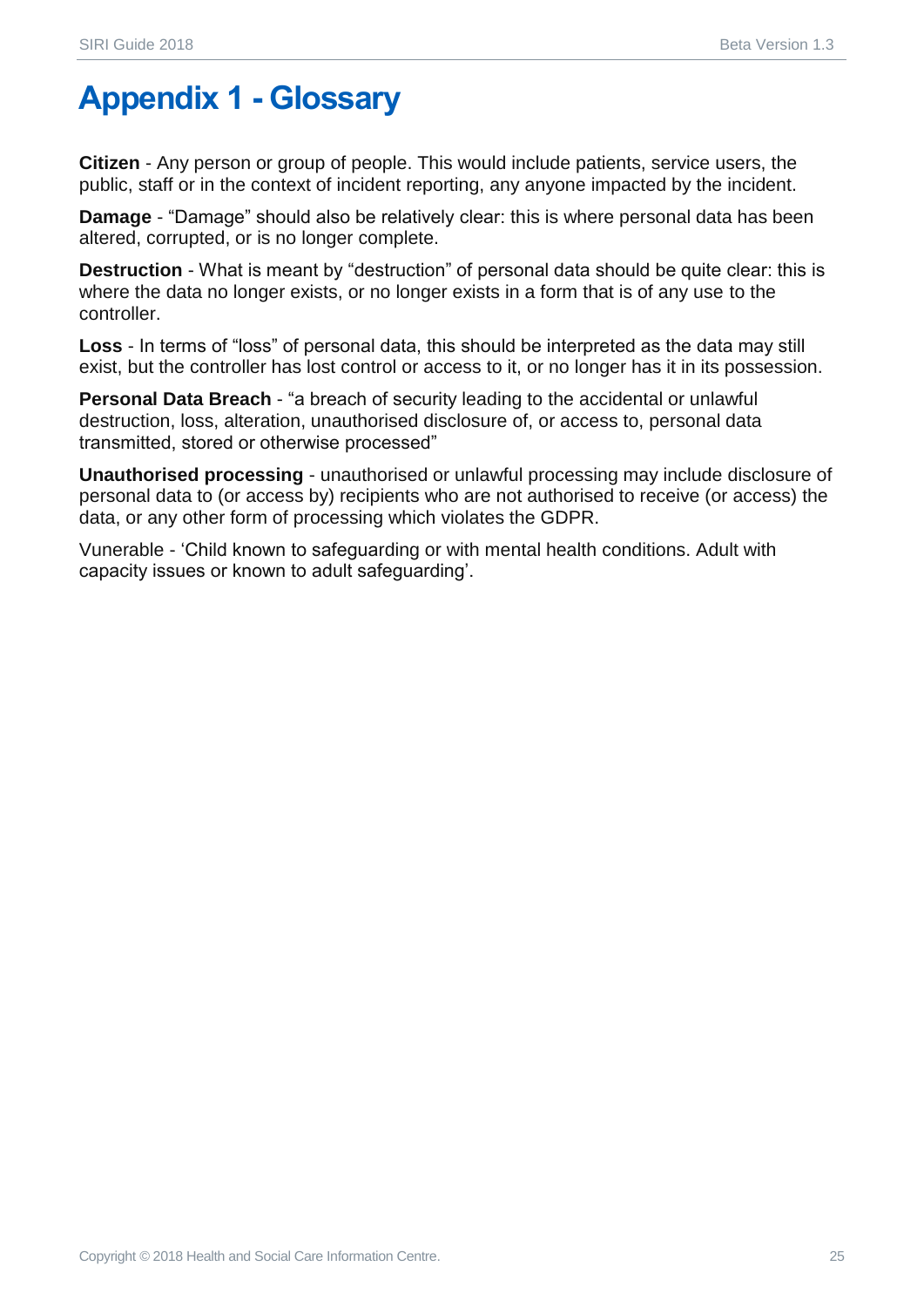# Appendix 1 - Glossary

**Citizen** - Any person or group of people. This would include patients, service users, the public, staff or in the context of incident reporting, any anyone impacted by the incident.

**Damage** - "Damage" should also be relatively clear: this is where personal data has been altered, corrupted, or is no longer complete.

**Destruction** - What is meant by "destruction" of personal data should be quite clear: this is where the data no longer exists, or no longer exists in a form that is of any use to the controller.

**Loss** - In terms of "loss" of personal data, this should be interpreted as the data may still exist, but the controller has lost control or access to it, or no longer has it in its possession.

**Personal Data Breach** - "a breach of security leading to the accidental or unlawful destruction, loss, alteration, unauthorised disclosure of, or access to, personal data transmitted, stored or otherwise processed"

**Unauthorised processing** - unauthorised or unlawful processing may include disclosure of personal data to (or access by) recipients who are not authorised to receive (or access) the data, or any other form of processing which violates the GDPR.

Vunerable - 'Child known to safeguarding or with mental health conditions. Adult with capacity issues or known to adult safeguarding'.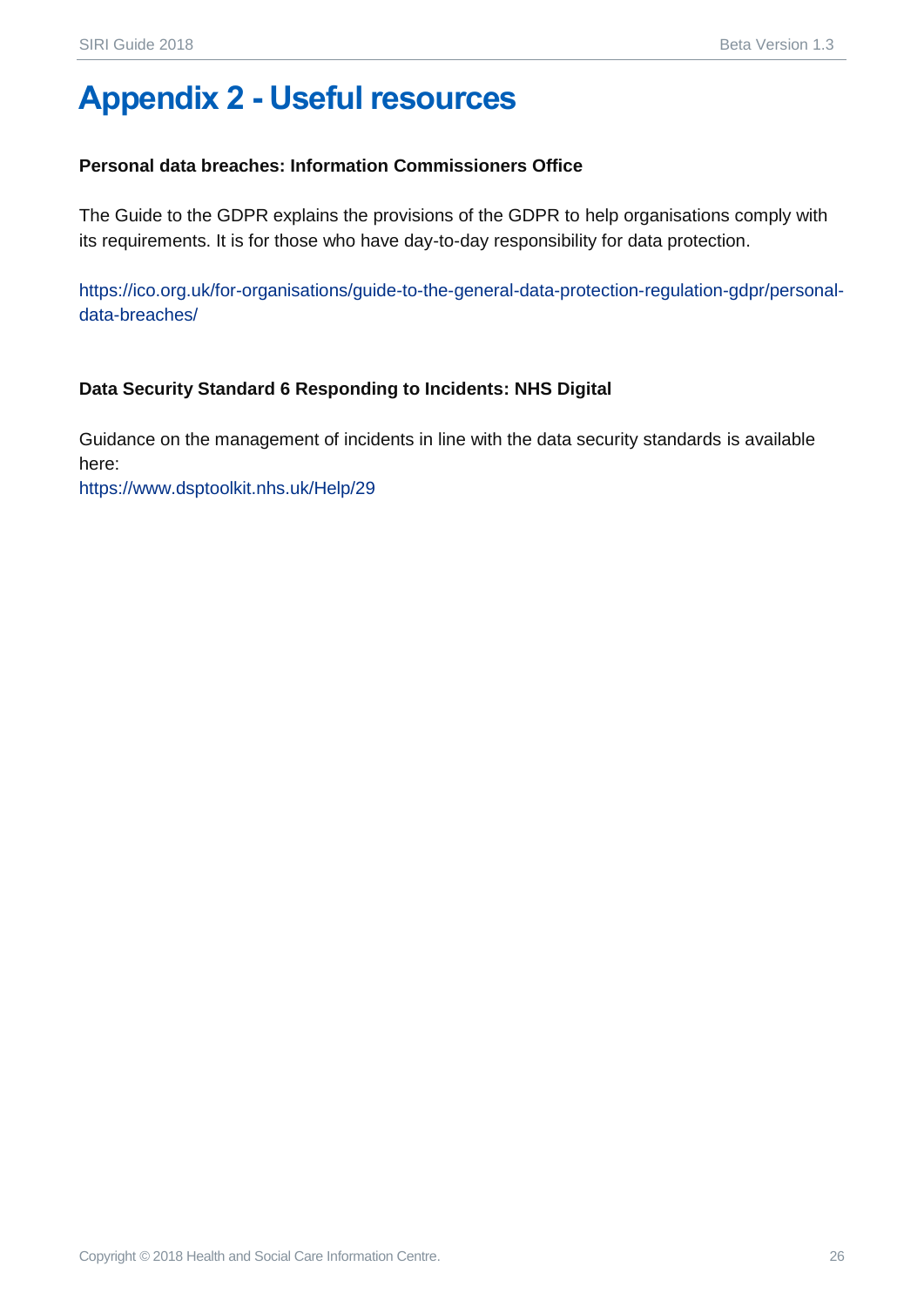# Appendix 2 - Useful resources

**Personal data breaches: Information Commissioners Office**

The Guide to the GDPR explains the provisions of the GDPR to help organisations comply with its requirements. It is for those who have day-to-day responsibility for data protection.

https://ico.org.uk/for-organisations/guide-to-the-general-data-protection-regulation-gdpr/personal-data-breaches/

**Data Security Standard 6 Responding to Incidents: NHS Digital**

Guidance on the management of incidents in line with the data security standards is available here:
https://www.dsptoolkit.nhs.uk/Help/29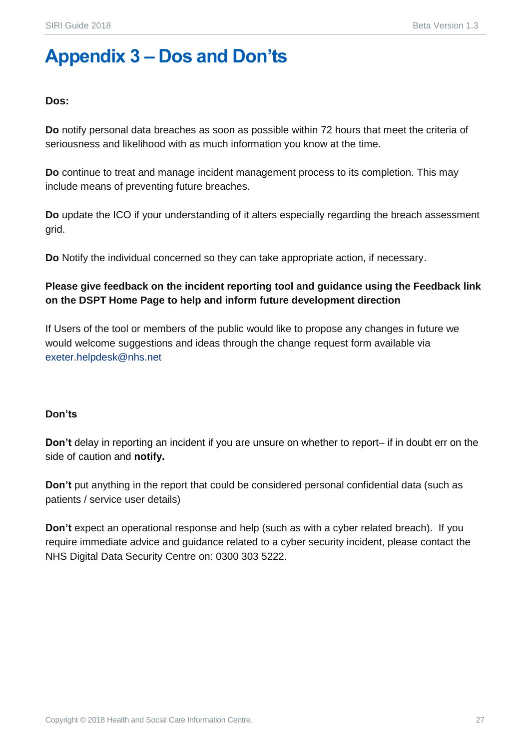# Appendix 3 – Dos and Don'ts

**Dos:**

**Do** notify personal data breaches as soon as possible within 72 hours that meet the criteria of seriousness and likelihood with as much information you know at the time.

**Do** continue to treat and manage incident management process to its completion. This may include means of preventing future breaches.

**Do** update the ICO if your understanding of it alters especially regarding the breach assessment grid.

**Do** Notify the individual concerned so they can take appropriate action, if necessary.

**Please give feedback on the incident reporting tool and guidance using the Feedback link on the DSPT Home Page to help and inform future development direction**

If Users of the tool or members of the public would like to propose any changes in future we would welcome suggestions and ideas through the change request form available via exeter.helpdesk@nhs.net

**Don'ts**

**Don't** delay in reporting an incident if you are unsure on whether to report– if in doubt err on the side of caution and **notify.**

**Don't** put anything in the report that could be considered personal confidential data (such as patients / service user details)

**Don't** expect an operational response and help (such as with a cyber related breach). If you require immediate advice and guidance related to a cyber security incident, please contact the NHS Digital Data Security Centre on: 0300 303 5222.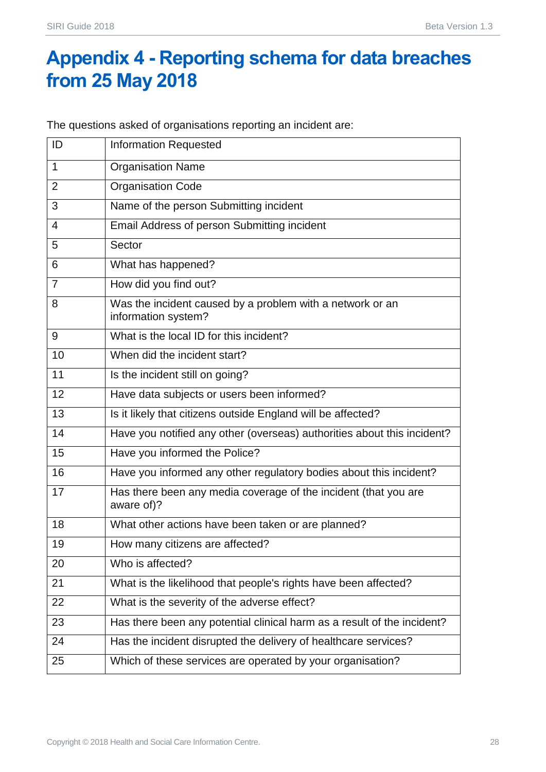# Appendix 4 - Reporting schema for data breaches from 25 May 2018

The questions asked of organisations reporting an incident are:

| ID | Information Requested |
|---|---|
| 1 | Organisation Name |
| 2 | Organisation Code |
| 3 | Name of the person Submitting incident |
| 4 | Email Address of person Submitting incident |
| 5 | Sector |
| 6 | What has happened? |
| 7 | How did you find out? |
| 8 | Was the incident caused by a problem with a network or an information system? |
| 9 | What is the local ID for this incident? |
| 10 | When did the incident start? |
| 11 | Is the incident still on going? |
| 12 | Have data subjects or users been informed? |
| 13 | Is it likely that citizens outside England will be affected? |
| 14 | Have you notified any other (overseas) authorities about this incident? |
| 15 | Have you informed the Police? |
| 16 | Have you informed any other regulatory bodies about this incident? |
| 17 | Has there been any media coverage of the incident (that you are aware of)? |
| 18 | What other actions have been taken or are planned? |
| 19 | How many citizens are affected? |
| 20 | Who is affected? |
| 21 | What is the likelihood that people's rights have been affected? |
| 22 | What is the severity of the adverse effect? |
| 23 | Has there been any potential clinical harm as a result of the incident? |
| 24 | Has the incident disrupted the delivery of healthcare services? |
| 25 | Which of these services are operated by your organisation? |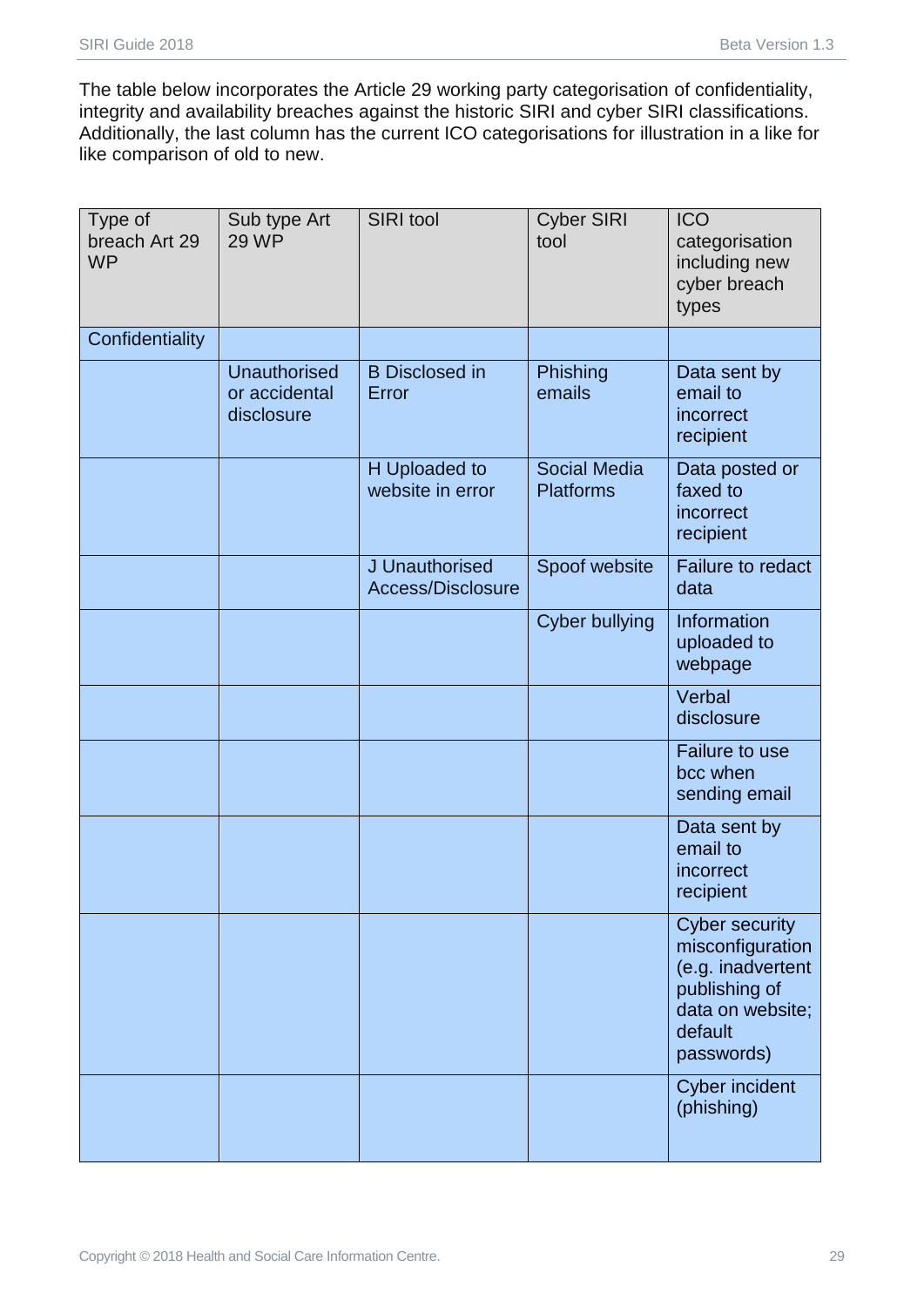The table below incorporates the Article 29 working party categorisation of confidentiality, integrity and availability breaches against the historic SIRI and cyber SIRI classifications. Additionally, the last column has the current ICO categorisations for illustration in a like for like comparison of old to new.

| Type of breach Art 29 WP | Sub type Art 29 WP | SIRI tool | Cyber SIRI tool | ICO categorisation including new cyber breach types |
|---|---|---|---|---|
| Confidentiality | | | | |
| | Unauthorised or accidental disclosure | B Disclosed in Error | Phishing emails | Data sent by email to incorrect recipient |
| | | H Uploaded to website in error | Social Media Platforms | Data posted or faxed to incorrect recipient |
| | | J Unauthorised Access/Disclosure | Spoof website | Failure to redact data |
| | | | Cyber bullying | Information uploaded to webpage |
| | | | | Verbal disclosure |
| | | | | Failure to use bcc when sending email |
| | | | | Data sent by email to incorrect recipient |
| | | | | Cyber security misconfiguration (e.g. inadvertent publishing of data on website; default passwords) |
| | | | | Cyber incident (phishing) |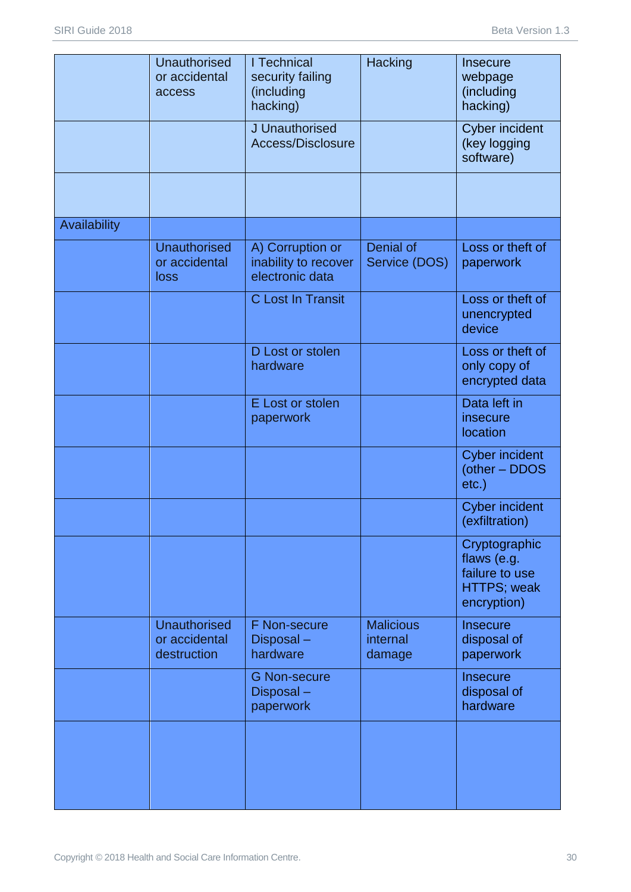| | | | | |
|---|---|---|---|---|
| | Unauthorised or accidental access | I Technical security failing (including hacking) | Hacking | Insecure webpage (including hacking) |
| | | J Unauthorised Access/Disclosure | | Cyber incident (key logging software) |
| | | | | |
| Availability | | | | |
| | Unauthorised or accidental loss | A) Corruption or inability to recover electronic data | Denial of Service (DOS) | Loss or theft of paperwork |
| | | C Lost In Transit | | Loss or theft of unencrypted device |
| | | D Lost or stolen hardware | | Loss or theft of only copy of encrypted data |
| | | E Lost or stolen paperwork | | Data left in insecure location |
| | | | | Cyber incident (other – DDOS etc.) |
| | | | | Cyber incident (exfiltration) |
| | | | | Cryptographic flaws (e.g. failure to use HTTPS; weak encryption) |
| | Unauthorised or accidental destruction | F Non-secure Disposal – hardware | Malicious internal damage | Insecure disposal of paperwork |
| | | G Non-secure Disposal – paperwork | | Insecure disposal of hardware |
| | | | | |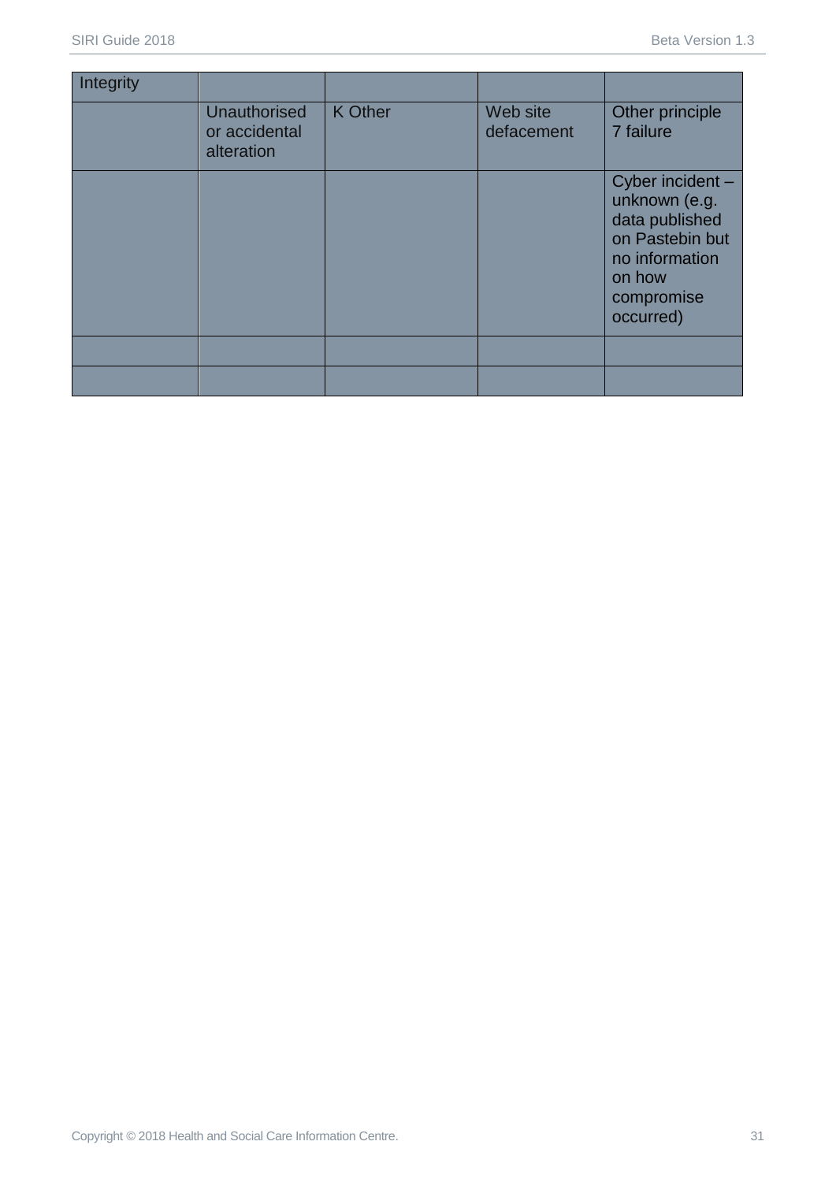| | | | | |
|---|---|---|---|---|
| Integrity | | | | |
| | Unauthorised or accidental alteration | K Other | Web site defacement | Other principle 7 failure |
| | | | | Cyber incident – unknown (e.g. data published on Pastebin but no information on how compromise occurred) |
| | | | | |
| | | | | |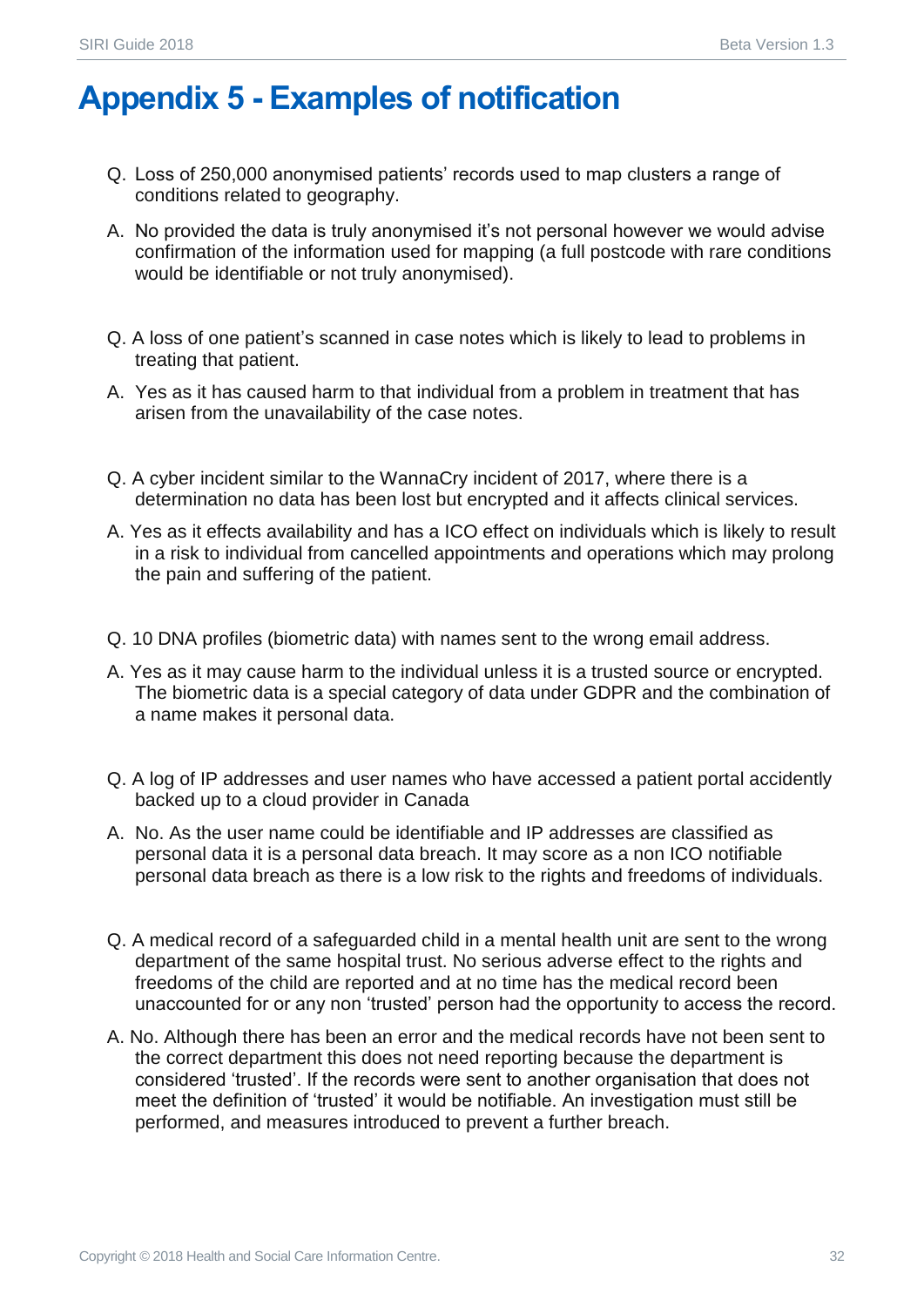# Appendix 5 - Examples of notification

Q. Loss of 250,000 anonymised patients' records used to map clusters a range of conditions related to geography.

A. No provided the data is truly anonymised it's not personal however we would advise confirmation of the information used for mapping (a full postcode with rare conditions would be identifiable or not truly anonymised).

Q. A loss of one patient's scanned in case notes which is likely to lead to problems in treating that patient.

A. Yes as it has caused harm to that individual from a problem in treatment that has arisen from the unavailability of the case notes.

Q. A cyber incident similar to the WannaCry incident of 2017, where there is a determination no data has been lost but encrypted and it affects clinical services.

A. Yes as it effects availability and has a ICO effect on individuals which is likely to result in a risk to individual from cancelled appointments and operations which may prolong the pain and suffering of the patient.

Q. 10 DNA profiles (biometric data) with names sent to the wrong email address.

A. Yes as it may cause harm to the individual unless it is a trusted source or encrypted. The biometric data is a special category of data under GDPR and the combination of a name makes it personal data.

Q. A log of IP addresses and user names who have accessed a patient portal accidently backed up to a cloud provider in Canada

A. No. As the user name could be identifiable and IP addresses are classified as personal data it is a personal data breach. It may score as a non ICO notifiable personal data breach as there is a low risk to the rights and freedoms of individuals.

Q. A medical record of a safeguarded child in a mental health unit are sent to the wrong department of the same hospital trust. No serious adverse effect to the rights and freedoms of the child are reported and at no time has the medical record been unaccounted for or any non 'trusted' person had the opportunity to access the record.

A. No. Although there has been an error and the medical records have not been sent to the correct department this does not need reporting because the department is considered 'trusted'. If the records were sent to another organisation that does not meet the definition of 'trusted' it would be notifiable. An investigation must still be performed, and measures introduced to prevent a further breach.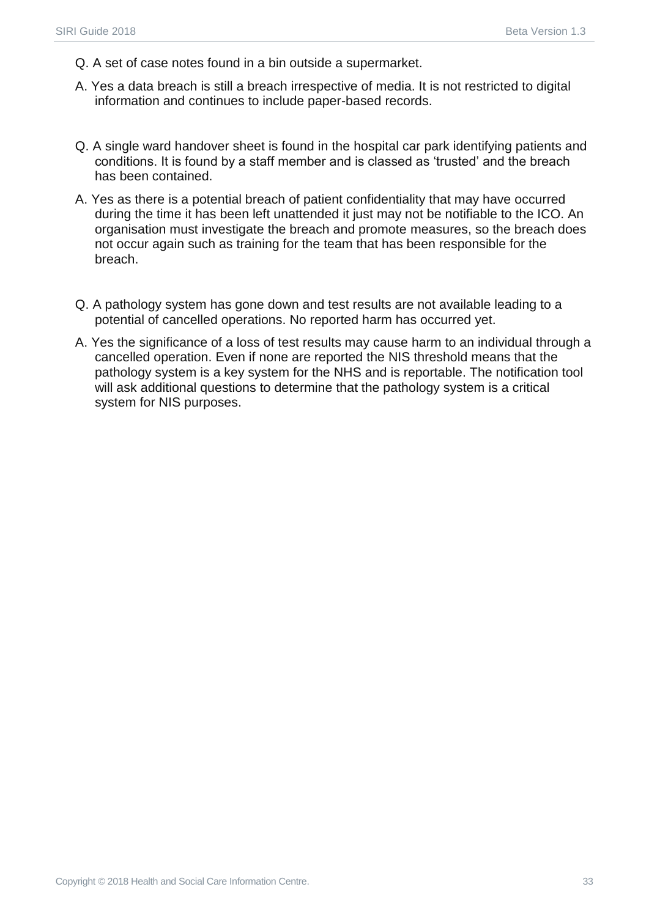Q. A set of case notes found in a bin outside a supermarket.

A. Yes a data breach is still a breach irrespective of media. It is not restricted to digital information and continues to include paper-based records.

Q. A single ward handover sheet is found in the hospital car park identifying patients and conditions. It is found by a staff member and is classed as 'trusted' and the breach has been contained.

A. Yes as there is a potential breach of patient confidentiality that may have occurred during the time it has been left unattended it just may not be notifiable to the ICO. An organisation must investigate the breach and promote measures, so the breach does not occur again such as training for the team that has been responsible for the breach.

Q. A pathology system has gone down and test results are not available leading to a potential of cancelled operations. No reported harm has occurred yet.

A. Yes the significance of a loss of test results may cause harm to an individual through a cancelled operation. Even if none are reported the NIS threshold means that the pathology system is a key system for the NHS and is reportable. The notification tool will ask additional questions to determine that the pathology system is a critical system for NIS purposes.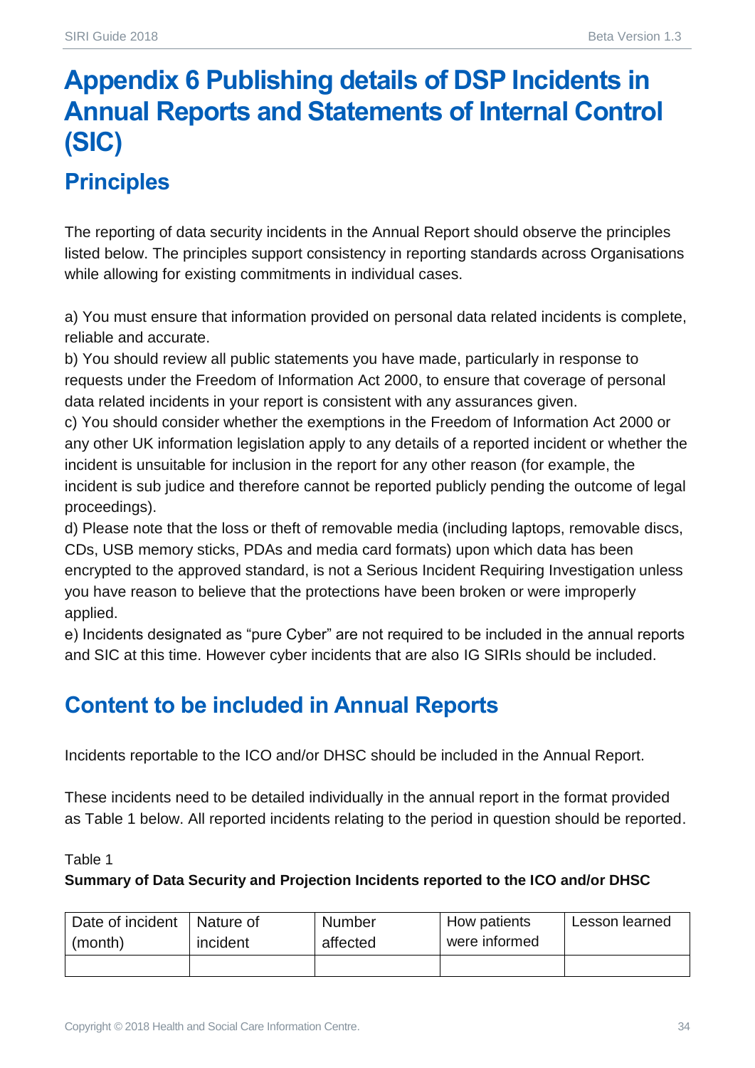# Appendix 6 Publishing details of DSP Incidents in Annual Reports and Statements of Internal Control (SIC)

## Principles

The reporting of data security incidents in the Annual Report should observe the principles listed below. The principles support consistency in reporting standards across Organisations while allowing for existing commitments in individual cases.

a) You must ensure that information provided on personal data related incidents is complete, reliable and accurate.
b) You should review all public statements you have made, particularly in response to requests under the Freedom of Information Act 2000, to ensure that coverage of personal data related incidents in your report is consistent with any assurances given.
c) You should consider whether the exemptions in the Freedom of Information Act 2000 or any other UK information legislation apply to any details of a reported incident or whether the incident is unsuitable for inclusion in the report for any other reason (for example, the incident is sub judice and therefore cannot be reported publicly pending the outcome of legal proceedings).
d) Please note that the loss or theft of removable media (including laptops, removable discs, CDs, USB memory sticks, PDAs and media card formats) upon which data has been encrypted to the approved standard, is not a Serious Incident Requiring Investigation unless you have reason to believe that the protections have been broken or were improperly applied.
e) Incidents designated as "pure Cyber" are not required to be included in the annual reports and SIC at this time. However cyber incidents that are also IG SIRIs should be included.

## Content to be included in Annual Reports

Incidents reportable to the ICO and/or DHSC should be included in the Annual Report.

These incidents need to be detailed individually in the annual report in the format provided as Table 1 below. All reported incidents relating to the period in question should be reported.

Table 1

**Summary of Data Security and Projection Incidents reported to the ICO and/or DHSC**

| Date of incident (month) | Nature of incident | Number affected | How patients were informed | Lesson learned |
|---|---|---|---|---|
| | | | | |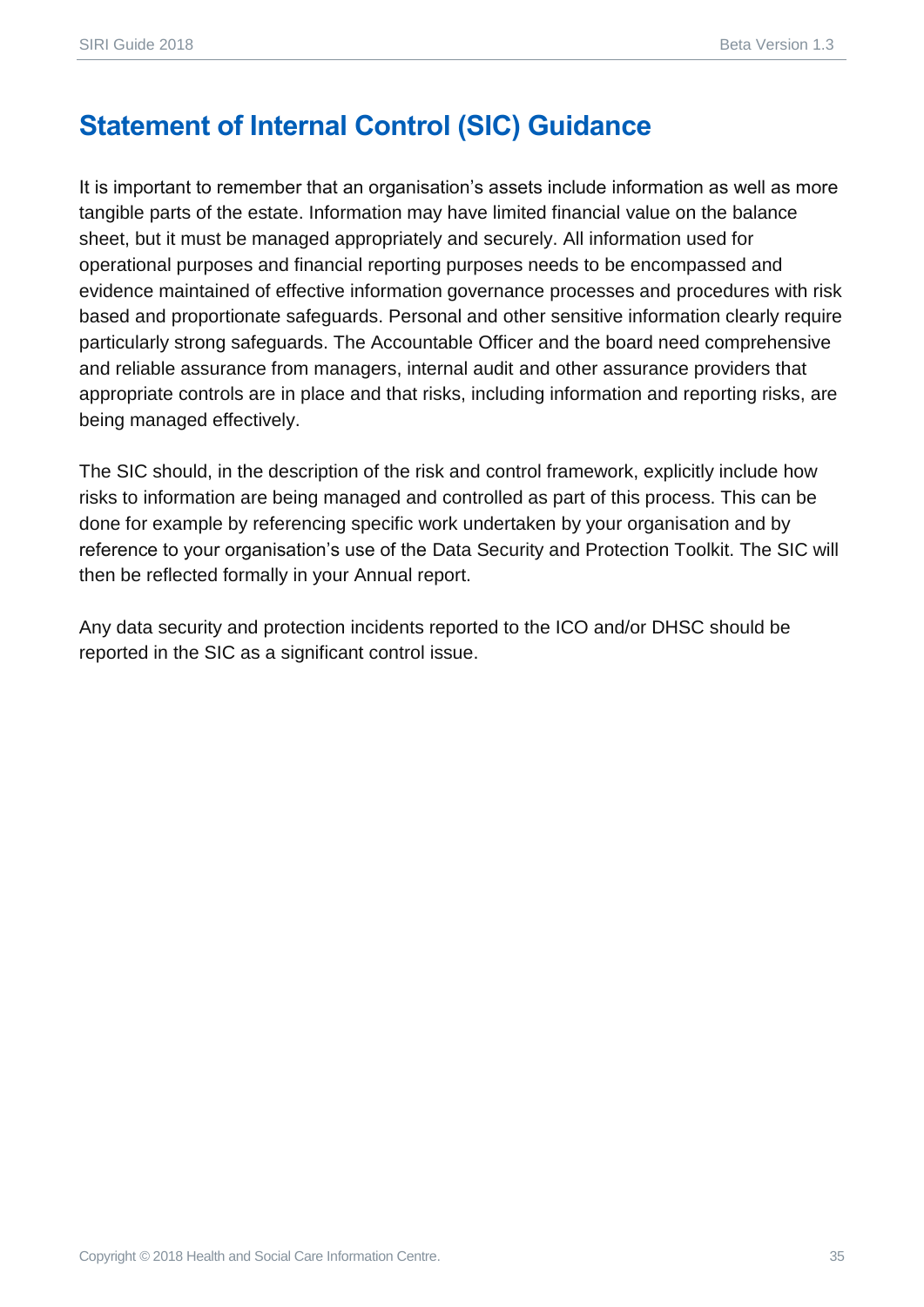## Statement of Internal Control (SIC) Guidance

It is important to remember that an organisation's assets include information as well as more tangible parts of the estate. Information may have limited financial value on the balance sheet, but it must be managed appropriately and securely. All information used for operational purposes and financial reporting purposes needs to be encompassed and evidence maintained of effective information governance processes and procedures with risk based and proportionate safeguards. Personal and other sensitive information clearly require particularly strong safeguards. The Accountable Officer and the board need comprehensive and reliable assurance from managers, internal audit and other assurance providers that appropriate controls are in place and that risks, including information and reporting risks, are being managed effectively.

The SIC should, in the description of the risk and control framework, explicitly include how risks to information are being managed and controlled as part of this process. This can be done for example by referencing specific work undertaken by your organisation and by reference to your organisation's use of the Data Security and Protection Toolkit. The SIC will then be reflected formally in your Annual report.

Any data security and protection incidents reported to the ICO and/or DHSC should be reported in the SIC as a significant control issue.